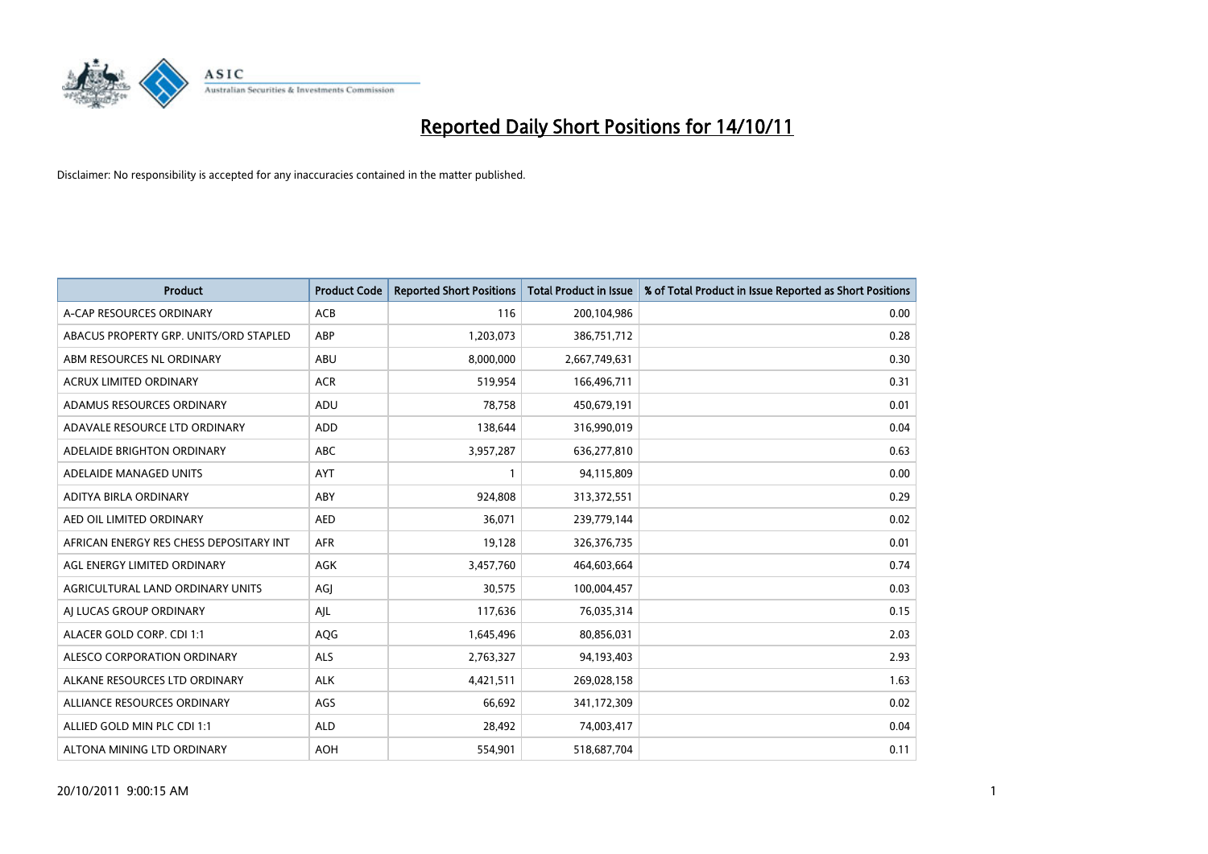# Reported Daily Short Positions for 14/10/11

Disclaimer: No responsibility is accepted for any inaccuracies contained in the matter published.

| Product | Product Code | Reported Short Positions | Total Product in Issue | % of Total Product in Issue Reported as Short Positions |
|---|---|---|---|---|
| A-CAP RESOURCES ORDINARY | ACB | 116 | 200,104,986 | 0.00 |
| ABACUS PROPERTY GRP. UNITS/ORD STAPLED | ABP | 1,203,073 | 386,751,712 | 0.28 |
| ABM RESOURCES NL ORDINARY | ABU | 8,000,000 | 2,667,749,631 | 0.30 |
| ACRUX LIMITED ORDINARY | ACR | 519,954 | 166,496,711 | 0.31 |
| ADAMUS RESOURCES ORDINARY | ADU | 78,758 | 450,679,191 | 0.01 |
| ADAVALE RESOURCE LTD ORDINARY | ADD | 138,644 | 316,990,019 | 0.04 |
| ADELAIDE BRIGHTON ORDINARY | ABC | 3,957,287 | 636,277,810 | 0.63 |
| ADELAIDE MANAGED UNITS | AYT | 1 | 94,115,809 | 0.00 |
| ADITYA BIRLA ORDINARY | ABY | 924,808 | 313,372,551 | 0.29 |
| AED OIL LIMITED ORDINARY | AED | 36,071 | 239,779,144 | 0.02 |
| AFRICAN ENERGY RES CHESS DEPOSITARY INT | AFR | 19,128 | 326,376,735 | 0.01 |
| AGL ENERGY LIMITED ORDINARY | AGK | 3,457,760 | 464,603,664 | 0.74 |
| AGRICULTURAL LAND ORDINARY UNITS | AGJ | 30,575 | 100,004,457 | 0.03 |
| AJ LUCAS GROUP ORDINARY | AJL | 117,636 | 76,035,314 | 0.15 |
| ALACER GOLD CORP. CDI 1:1 | AQG | 1,645,496 | 80,856,031 | 2.03 |
| ALESCO CORPORATION ORDINARY | ALS | 2,763,327 | 94,193,403 | 2.93 |
| ALKANE RESOURCES LTD ORDINARY | ALK | 4,421,511 | 269,028,158 | 1.63 |
| ALLIANCE RESOURCES ORDINARY | AGS | 66,692 | 341,172,309 | 0.02 |
| ALLIED GOLD MIN PLC CDI 1:1 | ALD | 28,492 | 74,003,417 | 0.04 |
| ALTONA MINING LTD ORDINARY | AOH | 554,901 | 518,687,704 | 0.11 |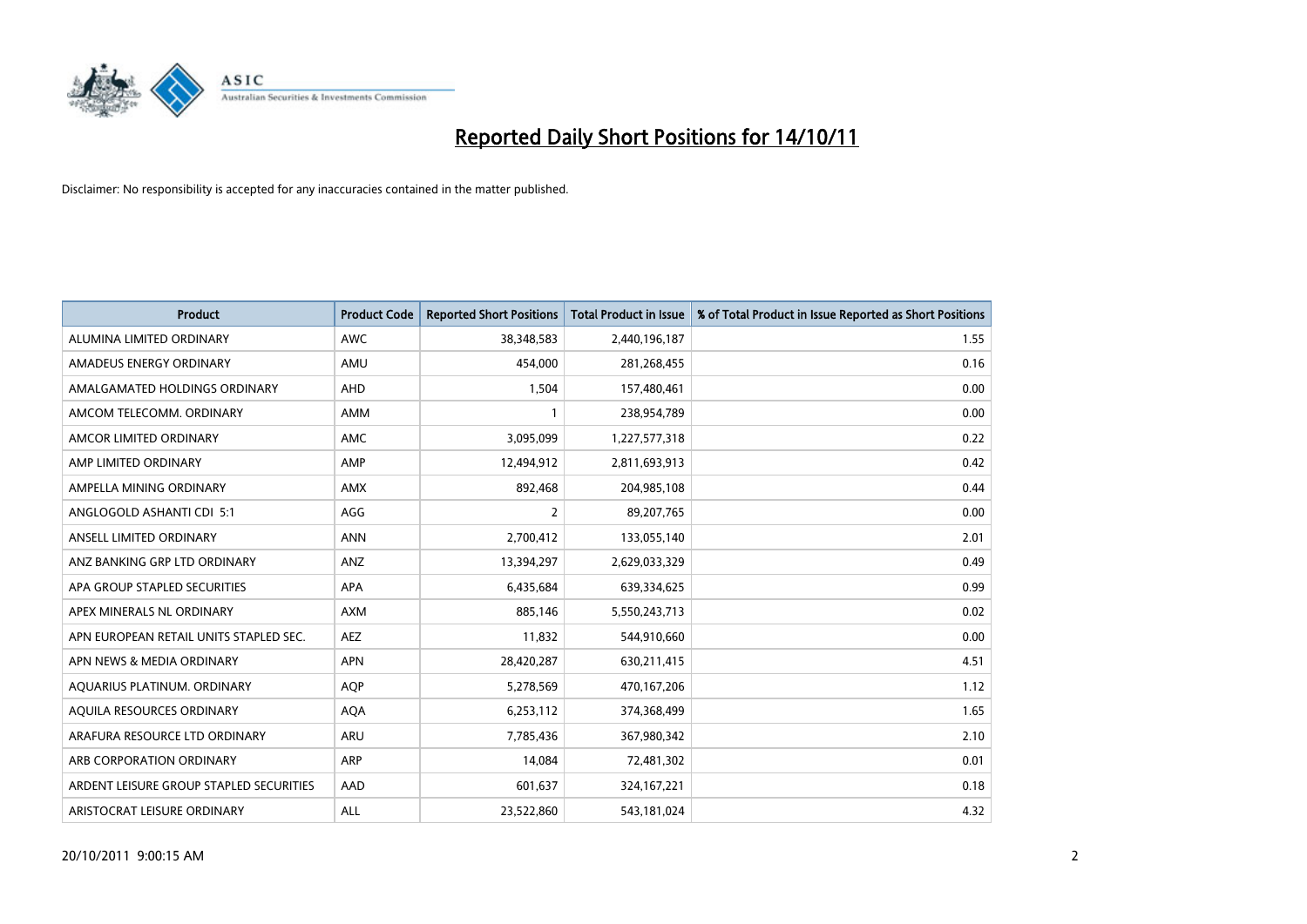# Reported Daily Short Positions for 14/10/11

Disclaimer: No responsibility is accepted for any inaccuracies contained in the matter published.

| Product | Product Code | Reported Short Positions | Total Product in Issue | % of Total Product in Issue Reported as Short Positions |
|---|---|---|---|---|
| ALUMINA LIMITED ORDINARY | AWC | 38,348,583 | 2,440,196,187 | 1.55 |
| AMADEUS ENERGY ORDINARY | AMU | 454,000 | 281,268,455 | 0.16 |
| AMALGAMATED HOLDINGS ORDINARY | AHD | 1,504 | 157,480,461 | 0.00 |
| AMCOM TELECOMM. ORDINARY | AMM | 1 | 238,954,789 | 0.00 |
| AMCOR LIMITED ORDINARY | AMC | 3,095,099 | 1,227,577,318 | 0.22 |
| AMP LIMITED ORDINARY | AMP | 12,494,912 | 2,811,693,913 | 0.42 |
| AMPELLA MINING ORDINARY | AMX | 892,468 | 204,985,108 | 0.44 |
| ANGLOGOLD ASHANTI CDI 5:1 | AGG | 2 | 89,207,765 | 0.00 |
| ANSELL LIMITED ORDINARY | ANN | 2,700,412 | 133,055,140 | 2.01 |
| ANZ BANKING GRP LTD ORDINARY | ANZ | 13,394,297 | 2,629,033,329 | 0.49 |
| APA GROUP STAPLED SECURITIES | APA | 6,435,684 | 639,334,625 | 0.99 |
| APEX MINERALS NL ORDINARY | AXM | 885,146 | 5,550,243,713 | 0.02 |
| APN EUROPEAN RETAIL UNITS STAPLED SEC. | AEZ | 11,832 | 544,910,660 | 0.00 |
| APN NEWS & MEDIA ORDINARY | APN | 28,420,287 | 630,211,415 | 4.51 |
| AQUARIUS PLATINUM. ORDINARY | AQP | 5,278,569 | 470,167,206 | 1.12 |
| AQUILA RESOURCES ORDINARY | AQA | 6,253,112 | 374,368,499 | 1.65 |
| ARAFURA RESOURCE LTD ORDINARY | ARU | 7,785,436 | 367,980,342 | 2.10 |
| ARB CORPORATION ORDINARY | ARP | 14,084 | 72,481,302 | 0.01 |
| ARDENT LEISURE GROUP STAPLED SECURITIES | AAD | 601,637 | 324,167,221 | 0.18 |
| ARISTOCRAT LEISURE ORDINARY | ALL | 23,522,860 | 543,181,024 | 4.32 |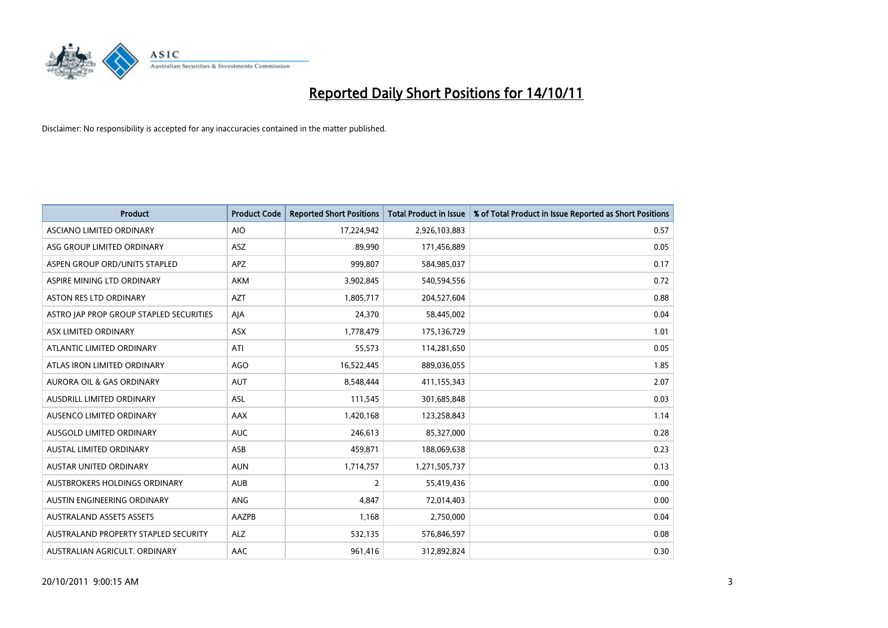# Reported Daily Short Positions for 14/10/11

Disclaimer: No responsibility is accepted for any inaccuracies contained in the matter published.

| Product | Product Code | Reported Short Positions | Total Product in Issue | % of Total Product in Issue Reported as Short Positions |
|---|---|---|---|---|
| ASCIANO LIMITED ORDINARY | AIO | 17,224,942 | 2,926,103,883 | 0.57 |
| ASG GROUP LIMITED ORDINARY | ASZ | 89,990 | 171,456,889 | 0.05 |
| ASPEN GROUP ORD/UNITS STAPLED | APZ | 999,807 | 584,985,037 | 0.17 |
| ASPIRE MINING LTD ORDINARY | AKM | 3,902,845 | 540,594,556 | 0.72 |
| ASTON RES LTD ORDINARY | AZT | 1,805,717 | 204,527,604 | 0.88 |
| ASTRO JAP PROP GROUP STAPLED SECURITIES | AJA | 24,370 | 58,445,002 | 0.04 |
| ASX LIMITED ORDINARY | ASX | 1,778,479 | 175,136,729 | 1.01 |
| ATLANTIC LIMITED ORDINARY | ATI | 55,573 | 114,281,650 | 0.05 |
| ATLAS IRON LIMITED ORDINARY | AGO | 16,522,445 | 889,036,055 | 1.85 |
| AURORA OIL & GAS ORDINARY | AUT | 8,548,444 | 411,155,343 | 2.07 |
| AUSDRILL LIMITED ORDINARY | ASL | 111,545 | 301,685,848 | 0.03 |
| AUSENCO LIMITED ORDINARY | AAX | 1,420,168 | 123,258,843 | 1.14 |
| AUSGOLD LIMITED ORDINARY | AUC | 246,613 | 85,327,000 | 0.28 |
| AUSTAL LIMITED ORDINARY | ASB | 459,871 | 188,069,638 | 0.23 |
| AUSTAR UNITED ORDINARY | AUN | 1,714,757 | 1,271,505,737 | 0.13 |
| AUSTBROKERS HOLDINGS ORDINARY | AUB | 2 | 55,419,436 | 0.00 |
| AUSTIN ENGINEERING ORDINARY | ANG | 4,847 | 72,014,403 | 0.00 |
| AUSTRALAND ASSETS ASSETS | AAZPB | 1,168 | 2,750,000 | 0.04 |
| AUSTRALAND PROPERTY STAPLED SECURITY | ALZ | 532,135 | 576,846,597 | 0.08 |
| AUSTRALIAN AGRICULT. ORDINARY | AAC | 961,416 | 312,892,824 | 0.30 |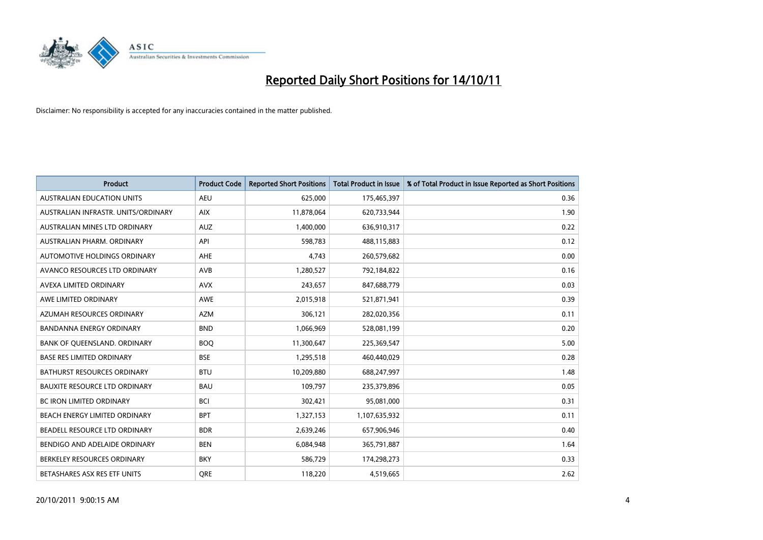# Reported Daily Short Positions for 14/10/11

Disclaimer: No responsibility is accepted for any inaccuracies contained in the matter published.

| Product | Product Code | Reported Short Positions | Total Product in Issue | % of Total Product in Issue Reported as Short Positions |
|---|---|---|---|---|
| AUSTRALIAN EDUCATION UNITS | AEU | 625,000 | 175,465,397 | 0.36 |
| AUSTRALIAN INFRASTR. UNITS/ORDINARY | AIX | 11,878,064 | 620,733,944 | 1.90 |
| AUSTRALIAN MINES LTD ORDINARY | AUZ | 1,400,000 | 636,910,317 | 0.22 |
| AUSTRALIAN PHARM. ORDINARY | API | 598,783 | 488,115,883 | 0.12 |
| AUTOMOTIVE HOLDINGS ORDINARY | AHE | 4,743 | 260,579,682 | 0.00 |
| AVANCO RESOURCES LTD ORDINARY | AVB | 1,280,527 | 792,184,822 | 0.16 |
| AVEXA LIMITED ORDINARY | AVX | 243,657 | 847,688,779 | 0.03 |
| AWE LIMITED ORDINARY | AWE | 2,015,918 | 521,871,941 | 0.39 |
| AZUMAH RESOURCES ORDINARY | AZM | 306,121 | 282,020,356 | 0.11 |
| BANDANNA ENERGY ORDINARY | BND | 1,066,969 | 528,081,199 | 0.20 |
| BANK OF QUEENSLAND. ORDINARY | BOQ | 11,300,647 | 225,369,547 | 5.00 |
| BASE RES LIMITED ORDINARY | BSE | 1,295,518 | 460,440,029 | 0.28 |
| BATHURST RESOURCES ORDINARY | BTU | 10,209,880 | 688,247,997 | 1.48 |
| BAUXITE RESOURCE LTD ORDINARY | BAU | 109,797 | 235,379,896 | 0.05 |
| BC IRON LIMITED ORDINARY | BCI | 302,421 | 95,081,000 | 0.31 |
| BEACH ENERGY LIMITED ORDINARY | BPT | 1,327,153 | 1,107,635,932 | 0.11 |
| BEADELL RESOURCE LTD ORDINARY | BDR | 2,639,246 | 657,906,946 | 0.40 |
| BENDIGO AND ADELAIDE ORDINARY | BEN | 6,084,948 | 365,791,887 | 1.64 |
| BERKELEY RESOURCES ORDINARY | BKY | 586,729 | 174,298,273 | 0.33 |
| BETASHARES ASX RES ETF UNITS | QRE | 118,220 | 4,519,665 | 2.62 |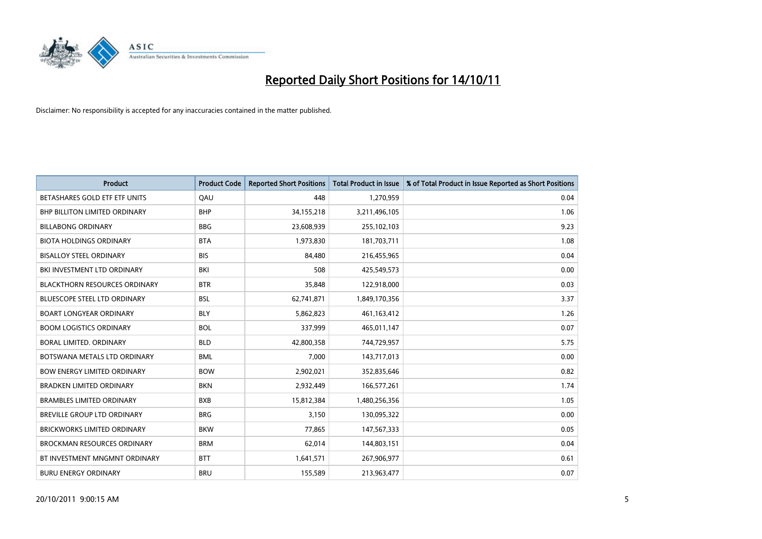# Reported Daily Short Positions for 14/10/11

Disclaimer: No responsibility is accepted for any inaccuracies contained in the matter published.

| Product | Product Code | Reported Short Positions | Total Product in Issue | % of Total Product in Issue Reported as Short Positions |
|---|---|---|---|---|
| BETASHARES GOLD ETF ETF UNITS | QAU | 448 | 1,270,959 | 0.04 |
| BHP BILLITON LIMITED ORDINARY | BHP | 34,155,218 | 3,211,496,105 | 1.06 |
| BILLABONG ORDINARY | BBG | 23,608,939 | 255,102,103 | 9.23 |
| BIOTA HOLDINGS ORDINARY | BTA | 1,973,830 | 181,703,711 | 1.08 |
| BISALLOY STEEL ORDINARY | BIS | 84,480 | 216,455,965 | 0.04 |
| BKI INVESTMENT LTD ORDINARY | BKI | 508 | 425,549,573 | 0.00 |
| BLACKTHORN RESOURCES ORDINARY | BTR | 35,848 | 122,918,000 | 0.03 |
| BLUESCOPE STEEL LTD ORDINARY | BSL | 62,741,871 | 1,849,170,356 | 3.37 |
| BOART LONGYEAR ORDINARY | BLY | 5,862,823 | 461,163,412 | 1.26 |
| BOOM LOGISTICS ORDINARY | BOL | 337,999 | 465,011,147 | 0.07 |
| BORAL LIMITED. ORDINARY | BLD | 42,800,358 | 744,729,957 | 5.75 |
| BOTSWANA METALS LTD ORDINARY | BML | 7,000 | 143,717,013 | 0.00 |
| BOW ENERGY LIMITED ORDINARY | BOW | 2,902,021 | 352,835,646 | 0.82 |
| BRADKEN LIMITED ORDINARY | BKN | 2,932,449 | 166,577,261 | 1.74 |
| BRAMBLES LIMITED ORDINARY | BXB | 15,812,384 | 1,480,256,356 | 1.05 |
| BREVILLE GROUP LTD ORDINARY | BRG | 3,150 | 130,095,322 | 0.00 |
| BRICKWORKS LIMITED ORDINARY | BKW | 77,865 | 147,567,333 | 0.05 |
| BROCKMAN RESOURCES ORDINARY | BRM | 62,014 | 144,803,151 | 0.04 |
| BT INVESTMENT MNGMNT ORDINARY | BTT | 1,641,571 | 267,906,977 | 0.61 |
| BURU ENERGY ORDINARY | BRU | 155,589 | 213,963,477 | 0.07 |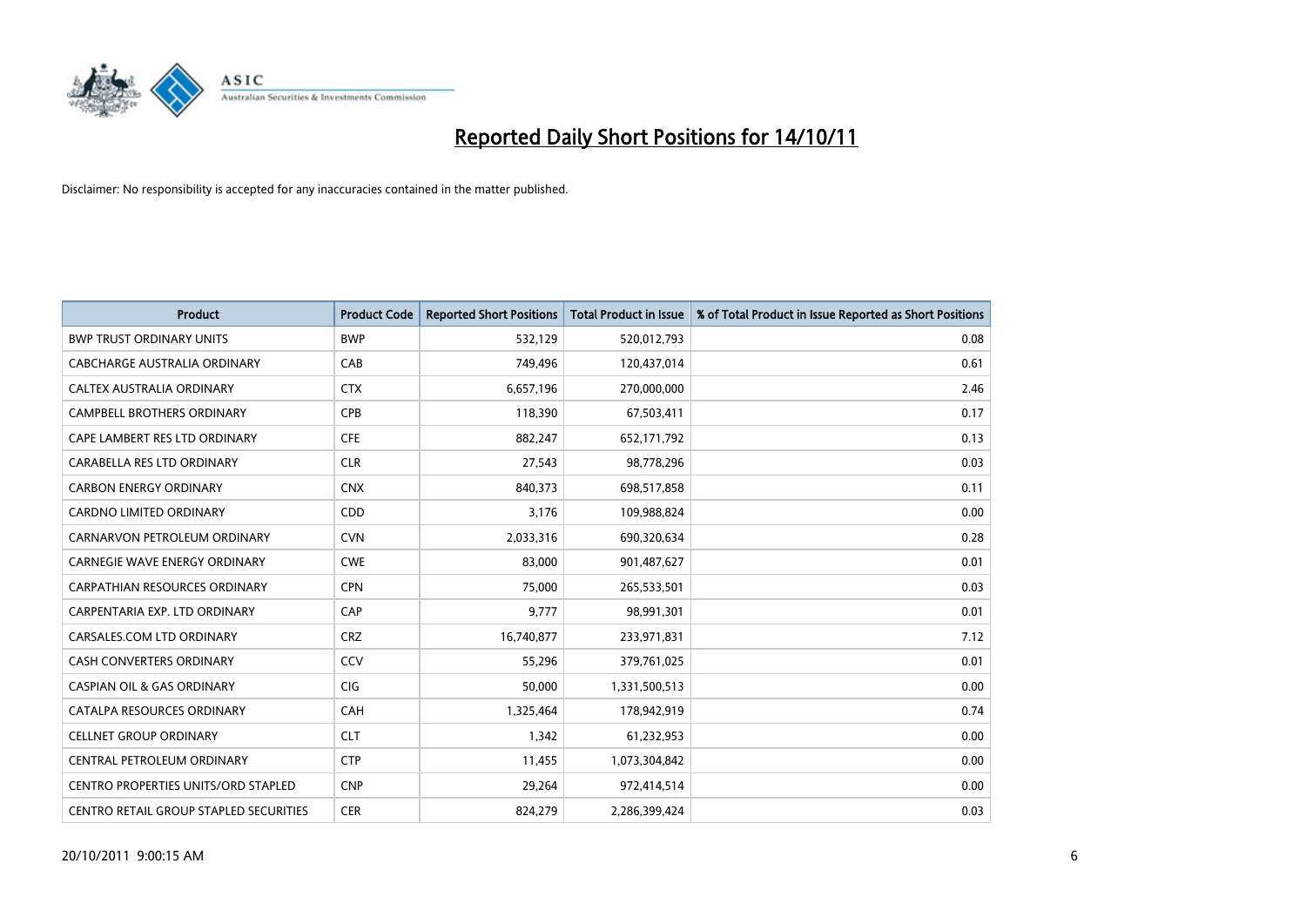# Reported Daily Short Positions for 14/10/11

Disclaimer: No responsibility is accepted for any inaccuracies contained in the matter published.

| Product | Product Code | Reported Short Positions | Total Product in Issue | % of Total Product in Issue Reported as Short Positions |
|---|---|---|---|---|
| BWP TRUST ORDINARY UNITS | BWP | 532,129 | 520,012,793 | 0.08 |
| CABCHARGE AUSTRALIA ORDINARY | CAB | 749,496 | 120,437,014 | 0.61 |
| CALTEX AUSTRALIA ORDINARY | CTX | 6,657,196 | 270,000,000 | 2.46 |
| CAMPBELL BROTHERS ORDINARY | CPB | 118,390 | 67,503,411 | 0.17 |
| CAPE LAMBERT RES LTD ORDINARY | CFE | 882,247 | 652,171,792 | 0.13 |
| CARABELLA RES LTD ORDINARY | CLR | 27,543 | 98,778,296 | 0.03 |
| CARBON ENERGY ORDINARY | CNX | 840,373 | 698,517,858 | 0.11 |
| CARDNO LIMITED ORDINARY | CDD | 3,176 | 109,988,824 | 0.00 |
| CARNARVON PETROLEUM ORDINARY | CVN | 2,033,316 | 690,320,634 | 0.28 |
| CARNEGIE WAVE ENERGY ORDINARY | CWE | 83,000 | 901,487,627 | 0.01 |
| CARPATHIAN RESOURCES ORDINARY | CPN | 75,000 | 265,533,501 | 0.03 |
| CARPENTARIA EXP. LTD ORDINARY | CAP | 9,777 | 98,991,301 | 0.01 |
| CARSALES.COM LTD ORDINARY | CRZ | 16,740,877 | 233,971,831 | 7.12 |
| CASH CONVERTERS ORDINARY | CCV | 55,296 | 379,761,025 | 0.01 |
| CASPIAN OIL & GAS ORDINARY | CIG | 50,000 | 1,331,500,513 | 0.00 |
| CATALPA RESOURCES ORDINARY | CAH | 1,325,464 | 178,942,919 | 0.74 |
| CELLNET GROUP ORDINARY | CLT | 1,342 | 61,232,953 | 0.00 |
| CENTRAL PETROLEUM ORDINARY | CTP | 11,455 | 1,073,304,842 | 0.00 |
| CENTRO PROPERTIES UNITS/ORD STAPLED | CNP | 29,264 | 972,414,514 | 0.00 |
| CENTRO RETAIL GROUP STAPLED SECURITIES | CER | 824,279 | 2,286,399,424 | 0.03 |

20/10/2011 9:00:15 AM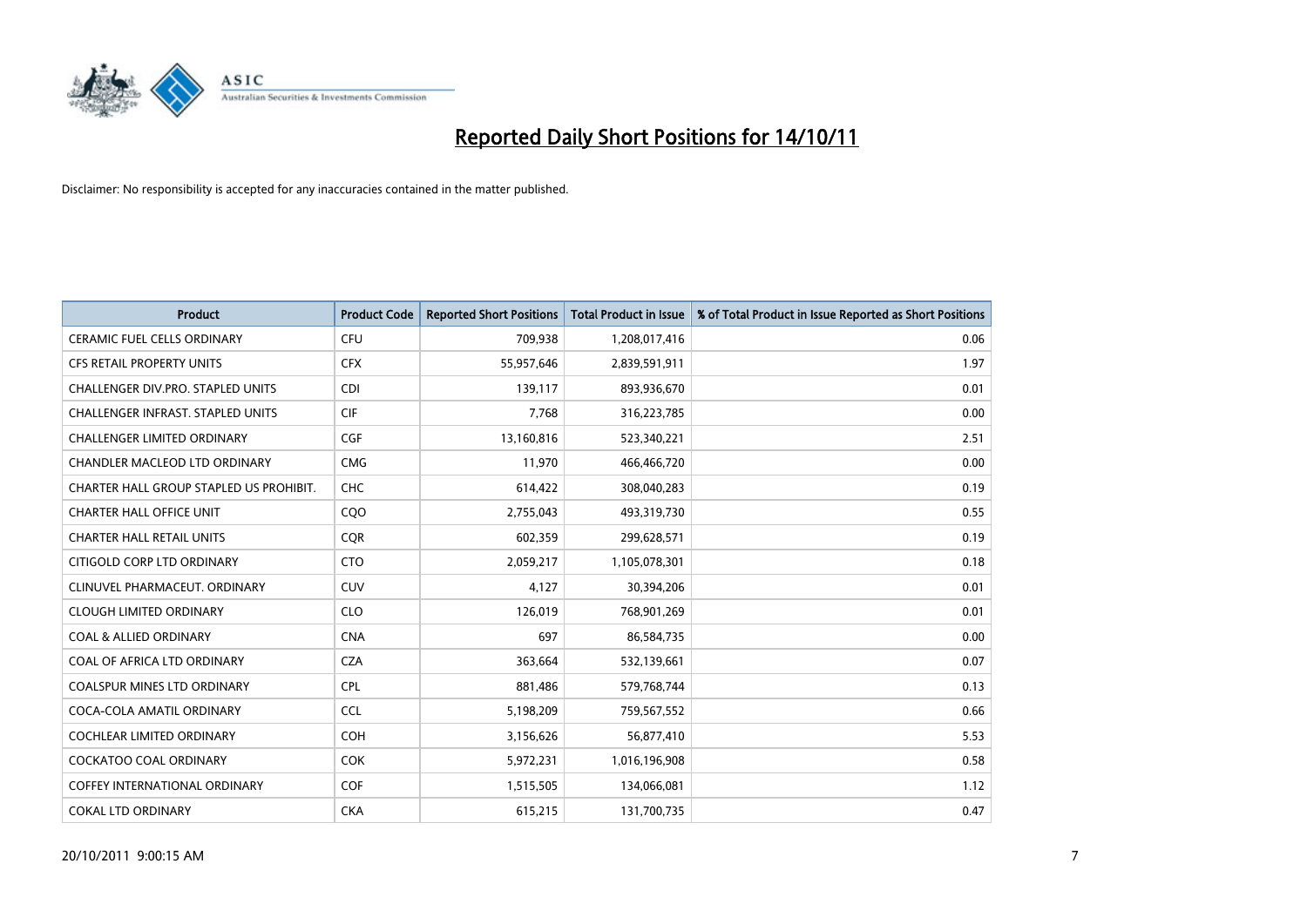# Reported Daily Short Positions for 14/10/11

Disclaimer: No responsibility is accepted for any inaccuracies contained in the matter published.

| Product | Product Code | Reported Short Positions | Total Product in Issue | % of Total Product in Issue Reported as Short Positions |
|---|---|---|---|---|
| CERAMIC FUEL CELLS ORDINARY | CFU | 709,938 | 1,208,017,416 | 0.06 |
| CFS RETAIL PROPERTY UNITS | CFX | 55,957,646 | 2,839,591,911 | 1.97 |
| CHALLENGER DIV.PRO. STAPLED UNITS | CDI | 139,117 | 893,936,670 | 0.01 |
| CHALLENGER INFRAST. STAPLED UNITS | CIF | 7,768 | 316,223,785 | 0.00 |
| CHALLENGER LIMITED ORDINARY | CGF | 13,160,816 | 523,340,221 | 2.51 |
| CHANDLER MACLEOD LTD ORDINARY | CMG | 11,970 | 466,466,720 | 0.00 |
| CHARTER HALL GROUP STAPLED US PROHIBIT. | CHC | 614,422 | 308,040,283 | 0.19 |
| CHARTER HALL OFFICE UNIT | CQO | 2,755,043 | 493,319,730 | 0.55 |
| CHARTER HALL RETAIL UNITS | CQR | 602,359 | 299,628,571 | 0.19 |
| CITIGOLD CORP LTD ORDINARY | CTO | 2,059,217 | 1,105,078,301 | 0.18 |
| CLINUVEL PHARMACEUT. ORDINARY | CUV | 4,127 | 30,394,206 | 0.01 |
| CLOUGH LIMITED ORDINARY | CLO | 126,019 | 768,901,269 | 0.01 |
| COAL & ALLIED ORDINARY | CNA | 697 | 86,584,735 | 0.00 |
| COAL OF AFRICA LTD ORDINARY | CZA | 363,664 | 532,139,661 | 0.07 |
| COALSPUR MINES LTD ORDINARY | CPL | 881,486 | 579,768,744 | 0.13 |
| COCA-COLA AMATIL ORDINARY | CCL | 5,198,209 | 759,567,552 | 0.66 |
| COCHLEAR LIMITED ORDINARY | COH | 3,156,626 | 56,877,410 | 5.53 |
| COCKATOO COAL ORDINARY | COK | 5,972,231 | 1,016,196,908 | 0.58 |
| COFFEY INTERNATIONAL ORDINARY | COF | 1,515,505 | 134,066,081 | 1.12 |
| COKAL LTD ORDINARY | CKA | 615,215 | 131,700,735 | 0.47 |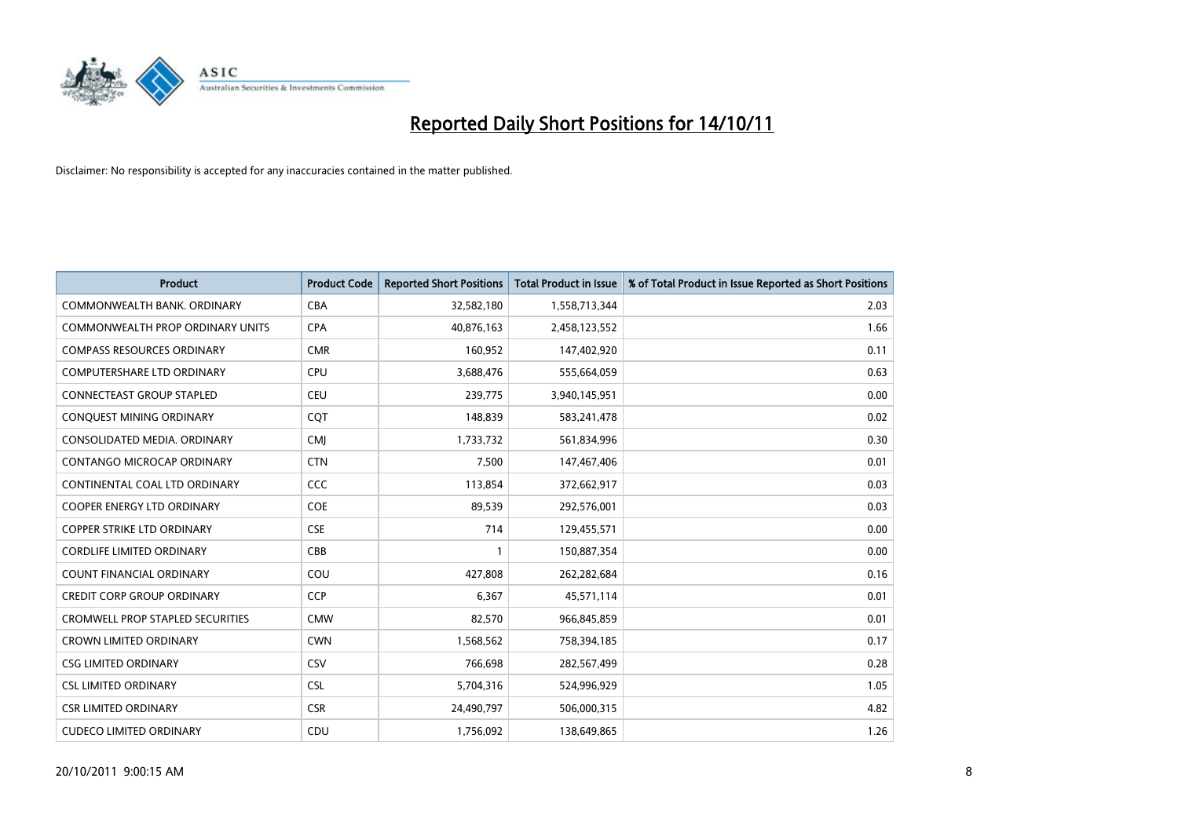# Reported Daily Short Positions for 14/10/11

Disclaimer: No responsibility is accepted for any inaccuracies contained in the matter published.

| Product | Product Code | Reported Short Positions | Total Product in Issue | % of Total Product in Issue Reported as Short Positions |
|---|---|---|---|---|
| COMMONWEALTH BANK. ORDINARY | CBA | 32,582,180 | 1,558,713,344 | 2.03 |
| COMMONWEALTH PROP ORDINARY UNITS | CPA | 40,876,163 | 2,458,123,552 | 1.66 |
| COMPASS RESOURCES ORDINARY | CMR | 160,952 | 147,402,920 | 0.11 |
| COMPUTERSHARE LTD ORDINARY | CPU | 3,688,476 | 555,664,059 | 0.63 |
| CONNECTEAST GROUP STAPLED | CEU | 239,775 | 3,940,145,951 | 0.00 |
| CONQUEST MINING ORDINARY | CQT | 148,839 | 583,241,478 | 0.02 |
| CONSOLIDATED MEDIA. ORDINARY | CMJ | 1,733,732 | 561,834,996 | 0.30 |
| CONTANGO MICROCAP ORDINARY | CTN | 7,500 | 147,467,406 | 0.01 |
| CONTINENTAL COAL LTD ORDINARY | CCC | 113,854 | 372,662,917 | 0.03 |
| COOPER ENERGY LTD ORDINARY | COE | 89,539 | 292,576,001 | 0.03 |
| COPPER STRIKE LTD ORDINARY | CSE | 714 | 129,455,571 | 0.00 |
| CORDLIFE LIMITED ORDINARY | CBB | 1 | 150,887,354 | 0.00 |
| COUNT FINANCIAL ORDINARY | COU | 427,808 | 262,282,684 | 0.16 |
| CREDIT CORP GROUP ORDINARY | CCP | 6,367 | 45,571,114 | 0.01 |
| CROMWELL PROP STAPLED SECURITIES | CMW | 82,570 | 966,845,859 | 0.01 |
| CROWN LIMITED ORDINARY | CWN | 1,568,562 | 758,394,185 | 0.17 |
| CSG LIMITED ORDINARY | CSV | 766,698 | 282,567,499 | 0.28 |
| CSL LIMITED ORDINARY | CSL | 5,704,316 | 524,996,929 | 1.05 |
| CSR LIMITED ORDINARY | CSR | 24,490,797 | 506,000,315 | 4.82 |
| CUDECO LIMITED ORDINARY | CDU | 1,756,092 | 138,649,865 | 1.26 |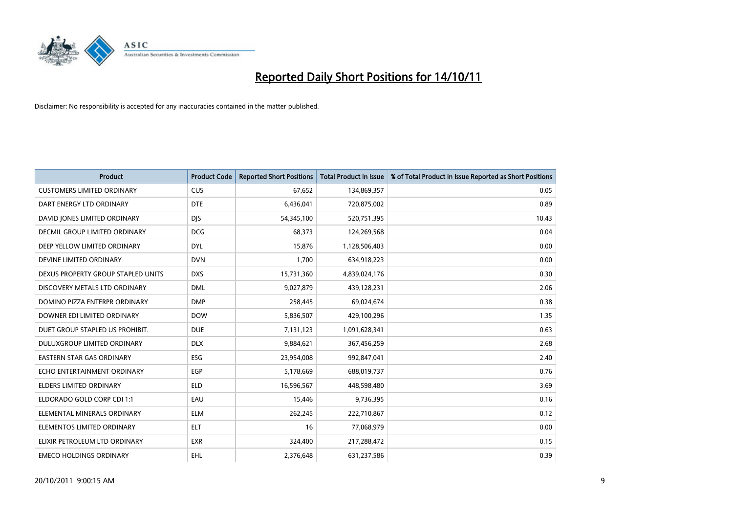# Reported Daily Short Positions for 14/10/11

Disclaimer: No responsibility is accepted for any inaccuracies contained in the matter published.

| Product | Product Code | Reported Short Positions | Total Product in Issue | % of Total Product in Issue Reported as Short Positions |
|---|---|---|---|---|
| CUSTOMERS LIMITED ORDINARY | CUS | 67,652 | 134,869,357 | 0.05 |
| DART ENERGY LTD ORDINARY | DTE | 6,436,041 | 720,875,002 | 0.89 |
| DAVID JONES LIMITED ORDINARY | DJS | 54,345,100 | 520,751,395 | 10.43 |
| DECMIL GROUP LIMITED ORDINARY | DCG | 68,373 | 124,269,568 | 0.04 |
| DEEP YELLOW LIMITED ORDINARY | DYL | 15,876 | 1,128,506,403 | 0.00 |
| DEVINE LIMITED ORDINARY | DVN | 1,700 | 634,918,223 | 0.00 |
| DEXUS PROPERTY GROUP STAPLED UNITS | DXS | 15,731,360 | 4,839,024,176 | 0.30 |
| DISCOVERY METALS LTD ORDINARY | DML | 9,027,879 | 439,128,231 | 2.06 |
| DOMINO PIZZA ENTERPR ORDINARY | DMP | 258,445 | 69,024,674 | 0.38 |
| DOWNER EDI LIMITED ORDINARY | DOW | 5,836,507 | 429,100,296 | 1.35 |
| DUET GROUP STAPLED US PROHIBIT. | DUE | 7,131,123 | 1,091,628,341 | 0.63 |
| DULUXGROUP LIMITED ORDINARY | DLX | 9,884,621 | 367,456,259 | 2.68 |
| EASTERN STAR GAS ORDINARY | ESG | 23,954,008 | 992,847,041 | 2.40 |
| ECHO ENTERTAINMENT ORDINARY | EGP | 5,178,669 | 688,019,737 | 0.76 |
| ELDERS LIMITED ORDINARY | ELD | 16,596,567 | 448,598,480 | 3.69 |
| ELDORADO GOLD CORP CDI 1:1 | EAU | 15,446 | 9,736,395 | 0.16 |
| ELEMENTAL MINERALS ORDINARY | ELM | 262,245 | 222,710,867 | 0.12 |
| ELEMENTOS LIMITED ORDINARY | ELT | 16 | 77,068,979 | 0.00 |
| ELIXIR PETROLEUM LTD ORDINARY | EXR | 324,400 | 217,288,472 | 0.15 |
| EMECO HOLDINGS ORDINARY | EHL | 2,376,648 | 631,237,586 | 0.39 |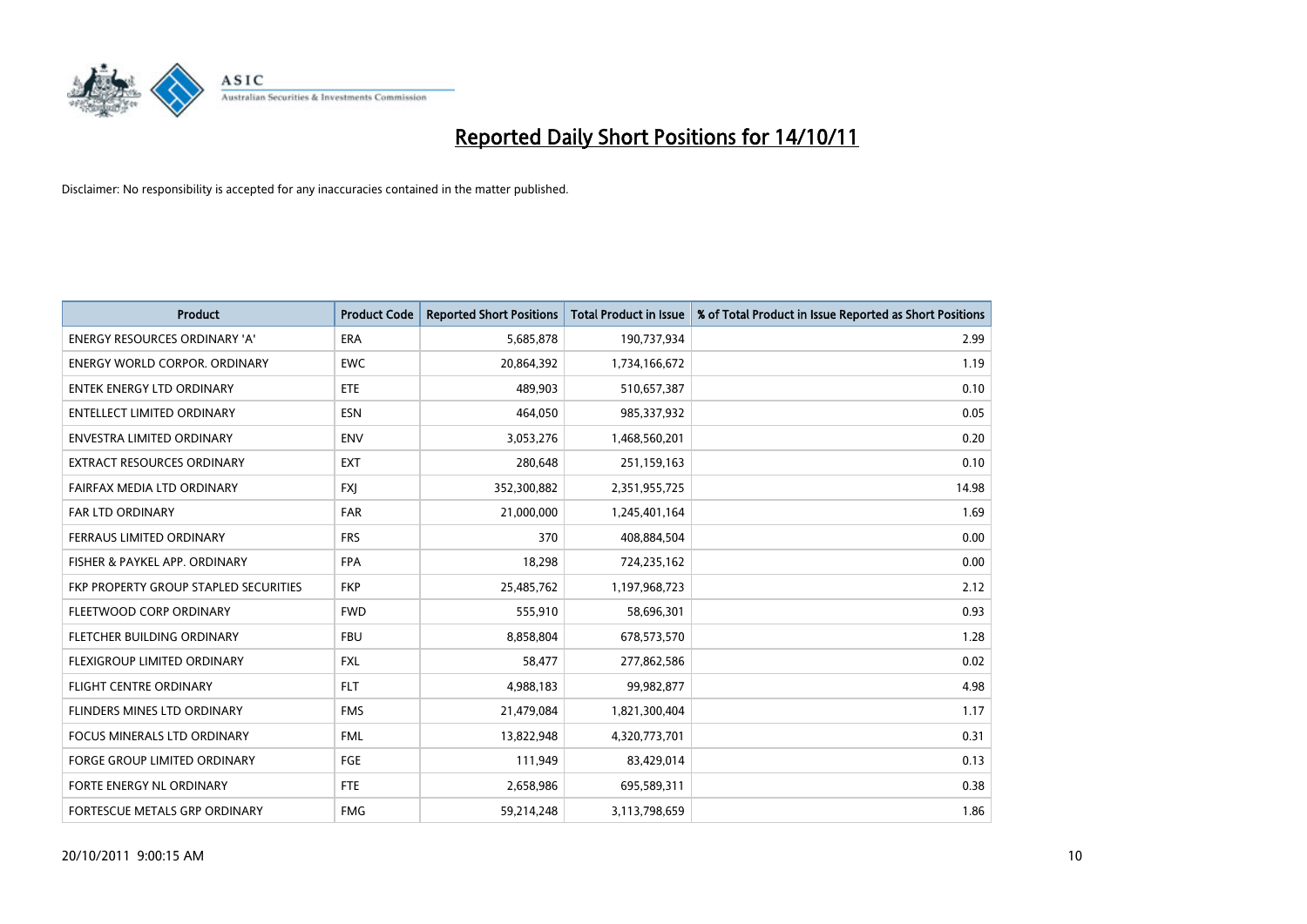# Reported Daily Short Positions for 14/10/11

Disclaimer: No responsibility is accepted for any inaccuracies contained in the matter published.

| Product | Product Code | Reported Short Positions | Total Product in Issue | % of Total Product in Issue Reported as Short Positions |
|---|---|---|---|---|
| ENERGY RESOURCES ORDINARY 'A' | ERA | 5,685,878 | 190,737,934 | 2.99 |
| ENERGY WORLD CORPOR. ORDINARY | EWC | 20,864,392 | 1,734,166,672 | 1.19 |
| ENTEK ENERGY LTD ORDINARY | ETE | 489,903 | 510,657,387 | 0.10 |
| ENTELLECT LIMITED ORDINARY | ESN | 464,050 | 985,337,932 | 0.05 |
| ENVESTRA LIMITED ORDINARY | ENV | 3,053,276 | 1,468,560,201 | 0.20 |
| EXTRACT RESOURCES ORDINARY | EXT | 280,648 | 251,159,163 | 0.10 |
| FAIRFAX MEDIA LTD ORDINARY | FXJ | 352,300,882 | 2,351,955,725 | 14.98 |
| FAR LTD ORDINARY | FAR | 21,000,000 | 1,245,401,164 | 1.69 |
| FERRAUS LIMITED ORDINARY | FRS | 370 | 408,884,504 | 0.00 |
| FISHER & PAYKEL APP. ORDINARY | FPA | 18,298 | 724,235,162 | 0.00 |
| FKP PROPERTY GROUP STAPLED SECURITIES | FKP | 25,485,762 | 1,197,968,723 | 2.12 |
| FLEETWOOD CORP ORDINARY | FWD | 555,910 | 58,696,301 | 0.93 |
| FLETCHER BUILDING ORDINARY | FBU | 8,858,804 | 678,573,570 | 1.28 |
| FLEXIGROUP LIMITED ORDINARY | FXL | 58,477 | 277,862,586 | 0.02 |
| FLIGHT CENTRE ORDINARY | FLT | 4,988,183 | 99,982,877 | 4.98 |
| FLINDERS MINES LTD ORDINARY | FMS | 21,479,084 | 1,821,300,404 | 1.17 |
| FOCUS MINERALS LTD ORDINARY | FML | 13,822,948 | 4,320,773,701 | 0.31 |
| FORGE GROUP LIMITED ORDINARY | FGE | 111,949 | 83,429,014 | 0.13 |
| FORTE ENERGY NL ORDINARY | FTE | 2,658,986 | 695,589,311 | 0.38 |
| FORTESCUE METALS GRP ORDINARY | FMG | 59,214,248 | 3,113,798,659 | 1.86 |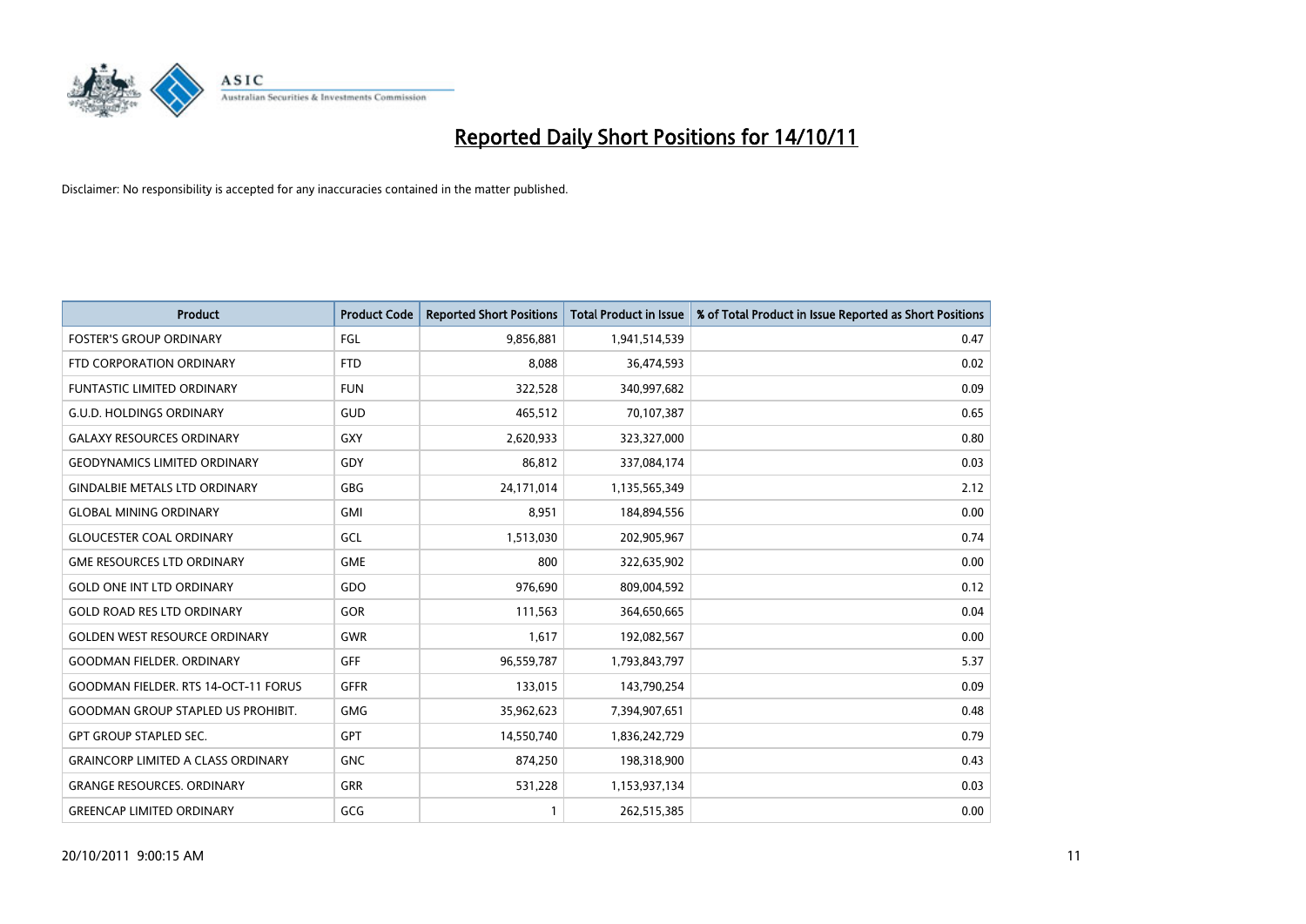# Reported Daily Short Positions for 14/10/11

Disclaimer: No responsibility is accepted for any inaccuracies contained in the matter published.

| Product | Product Code | Reported Short Positions | Total Product in Issue | % of Total Product in Issue Reported as Short Positions |
|---|---|---|---|---|
| FOSTER'S GROUP ORDINARY | FGL | 9,856,881 | 1,941,514,539 | 0.47 |
| FTD CORPORATION ORDINARY | FTD | 8,088 | 36,474,593 | 0.02 |
| FUNTASTIC LIMITED ORDINARY | FUN | 322,528 | 340,997,682 | 0.09 |
| G.U.D. HOLDINGS ORDINARY | GUD | 465,512 | 70,107,387 | 0.65 |
| GALAXY RESOURCES ORDINARY | GXY | 2,620,933 | 323,327,000 | 0.80 |
| GEODYNAMICS LIMITED ORDINARY | GDY | 86,812 | 337,084,174 | 0.03 |
| GINDALBIE METALS LTD ORDINARY | GBG | 24,171,014 | 1,135,565,349 | 2.12 |
| GLOBAL MINING ORDINARY | GMI | 8,951 | 184,894,556 | 0.00 |
| GLOUCESTER COAL ORDINARY | GCL | 1,513,030 | 202,905,967 | 0.74 |
| GME RESOURCES LTD ORDINARY | GME | 800 | 322,635,902 | 0.00 |
| GOLD ONE INT LTD ORDINARY | GDO | 976,690 | 809,004,592 | 0.12 |
| GOLD ROAD RES LTD ORDINARY | GOR | 111,563 | 364,650,665 | 0.04 |
| GOLDEN WEST RESOURCE ORDINARY | GWR | 1,617 | 192,082,567 | 0.00 |
| GOODMAN FIELDER. ORDINARY | GFF | 96,559,787 | 1,793,843,797 | 5.37 |
| GOODMAN FIELDER. RTS 14-OCT-11 FORUS | GFFR | 133,015 | 143,790,254 | 0.09 |
| GOODMAN GROUP STAPLED US PROHIBIT. | GMG | 35,962,623 | 7,394,907,651 | 0.48 |
| GPT GROUP STAPLED SEC. | GPT | 14,550,740 | 1,836,242,729 | 0.79 |
| GRAINCORP LIMITED A CLASS ORDINARY | GNC | 874,250 | 198,318,900 | 0.43 |
| GRANGE RESOURCES. ORDINARY | GRR | 531,228 | 1,153,937,134 | 0.03 |
| GREENCAP LIMITED ORDINARY | GCG | 1 | 262,515,385 | 0.00 |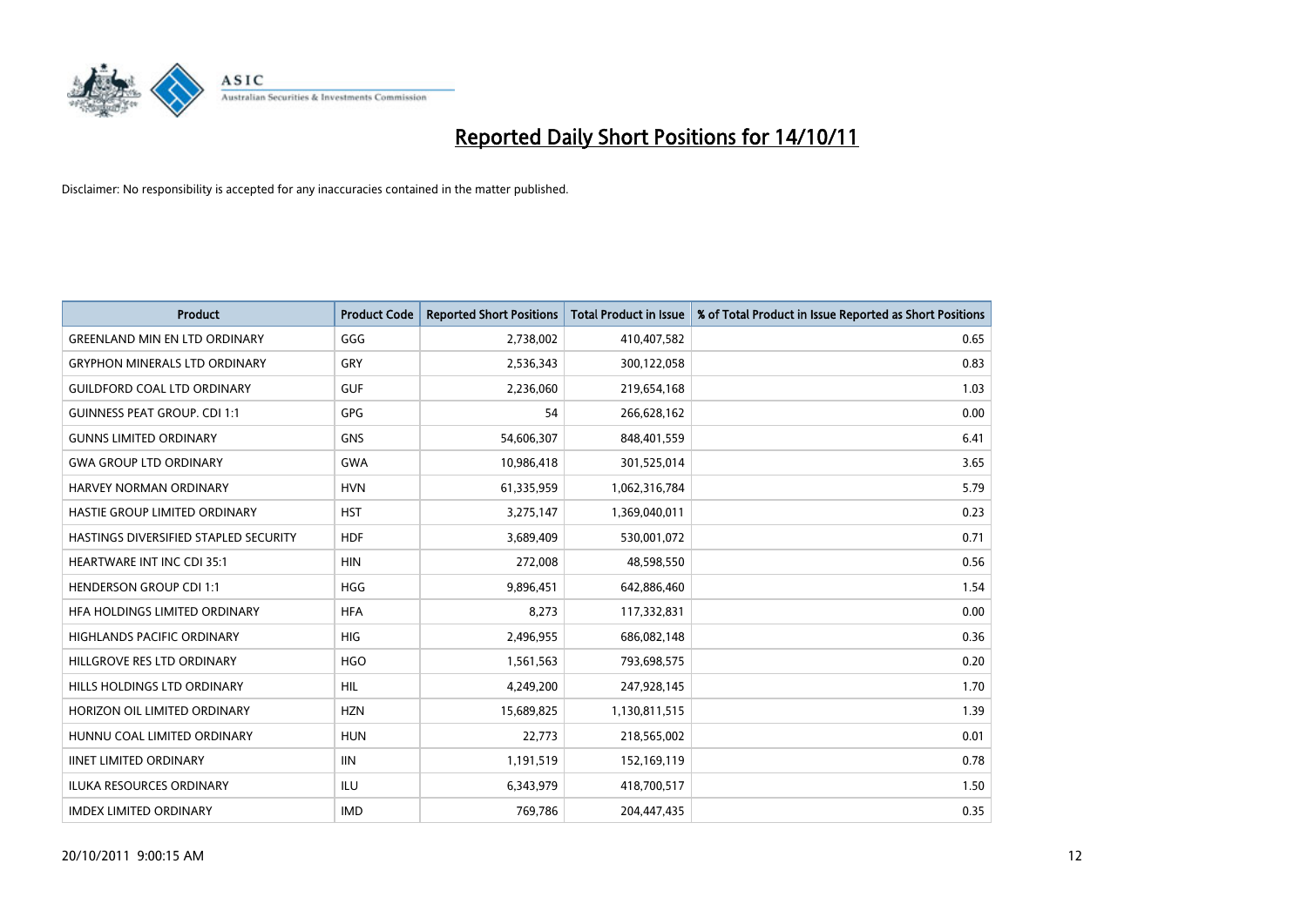# Reported Daily Short Positions for 14/10/11

Disclaimer: No responsibility is accepted for any inaccuracies contained in the matter published.

| Product | Product Code | Reported Short Positions | Total Product in Issue | % of Total Product in Issue Reported as Short Positions |
|---|---|---|---|---|
| GREENLAND MIN EN LTD ORDINARY | GGG | 2,738,002 | 410,407,582 | 0.65 |
| GRYPHON MINERALS LTD ORDINARY | GRY | 2,536,343 | 300,122,058 | 0.83 |
| GUILDFORD COAL LTD ORDINARY | GUF | 2,236,060 | 219,654,168 | 1.03 |
| GUINNESS PEAT GROUP. CDI 1:1 | GPG | 54 | 266,628,162 | 0.00 |
| GUNNS LIMITED ORDINARY | GNS | 54,606,307 | 848,401,559 | 6.41 |
| GWA GROUP LTD ORDINARY | GWA | 10,986,418 | 301,525,014 | 3.65 |
| HARVEY NORMAN ORDINARY | HVN | 61,335,959 | 1,062,316,784 | 5.79 |
| HASTIE GROUP LIMITED ORDINARY | HST | 3,275,147 | 1,369,040,011 | 0.23 |
| HASTINGS DIVERSIFIED STAPLED SECURITY | HDF | 3,689,409 | 530,001,072 | 0.71 |
| HEARTWARE INT INC CDI 35:1 | HIN | 272,008 | 48,598,550 | 0.56 |
| HENDERSON GROUP CDI 1:1 | HGG | 9,896,451 | 642,886,460 | 1.54 |
| HFA HOLDINGS LIMITED ORDINARY | HFA | 8,273 | 117,332,831 | 0.00 |
| HIGHLANDS PACIFIC ORDINARY | HIG | 2,496,955 | 686,082,148 | 0.36 |
| HILLGROVE RES LTD ORDINARY | HGO | 1,561,563 | 793,698,575 | 0.20 |
| HILLS HOLDINGS LTD ORDINARY | HIL | 4,249,200 | 247,928,145 | 1.70 |
| HORIZON OIL LIMITED ORDINARY | HZN | 15,689,825 | 1,130,811,515 | 1.39 |
| HUNNU COAL LIMITED ORDINARY | HUN | 22,773 | 218,565,002 | 0.01 |
| IINET LIMITED ORDINARY | IIN | 1,191,519 | 152,169,119 | 0.78 |
| ILUKA RESOURCES ORDINARY | ILU | 6,343,979 | 418,700,517 | 1.50 |
| IMDEX LIMITED ORDINARY | IMD | 769,786 | 204,447,435 | 0.35 |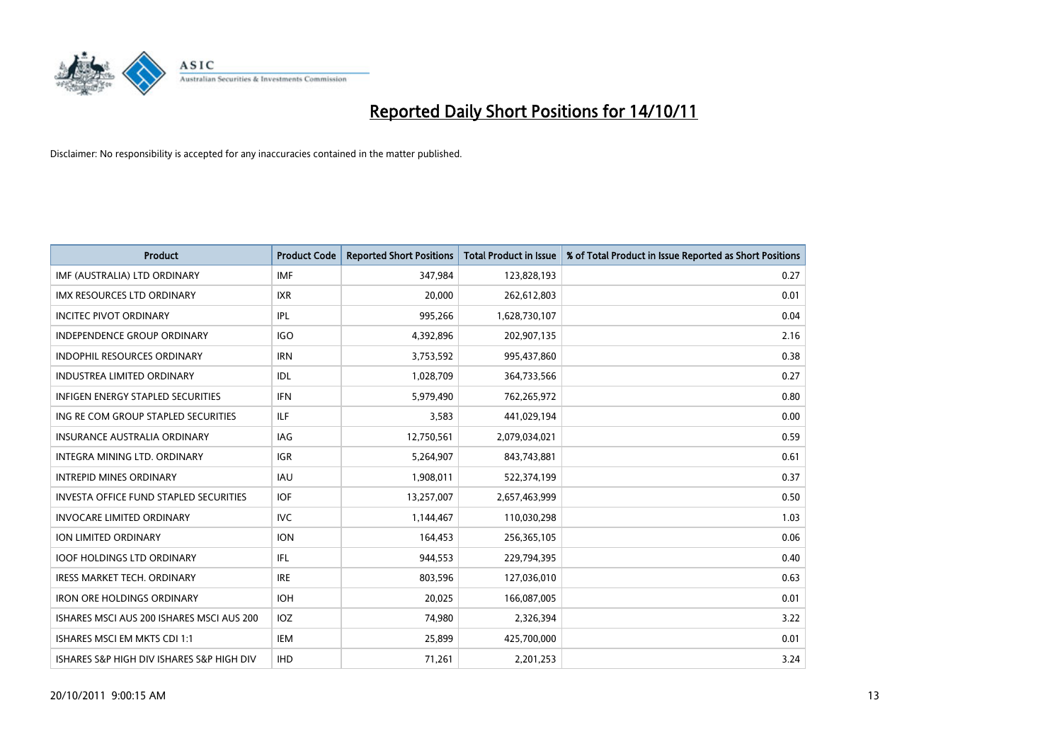# Reported Daily Short Positions for 14/10/11

Disclaimer: No responsibility is accepted for any inaccuracies contained in the matter published.

| Product | Product Code | Reported Short Positions | Total Product in Issue | % of Total Product in Issue Reported as Short Positions |
|---|---|---|---|---|
| IMF (AUSTRALIA) LTD ORDINARY | IMF | 347,984 | 123,828,193 | 0.27 |
| IMX RESOURCES LTD ORDINARY | IXR | 20,000 | 262,612,803 | 0.01 |
| INCITEC PIVOT ORDINARY | IPL | 995,266 | 1,628,730,107 | 0.04 |
| INDEPENDENCE GROUP ORDINARY | IGO | 4,392,896 | 202,907,135 | 2.16 |
| INDOPHIL RESOURCES ORDINARY | IRN | 3,753,592 | 995,437,860 | 0.38 |
| INDUSTREA LIMITED ORDINARY | IDL | 1,028,709 | 364,733,566 | 0.27 |
| INFIGEN ENERGY STAPLED SECURITIES | IFN | 5,979,490 | 762,265,972 | 0.80 |
| ING RE COM GROUP STAPLED SECURITIES | ILF | 3,583 | 441,029,194 | 0.00 |
| INSURANCE AUSTRALIA ORDINARY | IAG | 12,750,561 | 2,079,034,021 | 0.59 |
| INTEGRA MINING LTD. ORDINARY | IGR | 5,264,907 | 843,743,881 | 0.61 |
| INTREPID MINES ORDINARY | IAU | 1,908,011 | 522,374,199 | 0.37 |
| INVESTA OFFICE FUND STAPLED SECURITIES | IOF | 13,257,007 | 2,657,463,999 | 0.50 |
| INVOCARE LIMITED ORDINARY | IVC | 1,144,467 | 110,030,298 | 1.03 |
| ION LIMITED ORDINARY | ION | 164,453 | 256,365,105 | 0.06 |
| IOOF HOLDINGS LTD ORDINARY | IFL | 944,553 | 229,794,395 | 0.40 |
| IRESS MARKET TECH. ORDINARY | IRE | 803,596 | 127,036,010 | 0.63 |
| IRON ORE HOLDINGS ORDINARY | IOH | 20,025 | 166,087,005 | 0.01 |
| ISHARES MSCI AUS 200 ISHARES MSCI AUS 200 | IOZ | 74,980 | 2,326,394 | 3.22 |
| ISHARES MSCI EM MKTS CDI 1:1 | IEM | 25,899 | 425,700,000 | 0.01 |
| ISHARES S&P HIGH DIV ISHARES S&P HIGH DIV | IHD | 71,261 | 2,201,253 | 3.24 |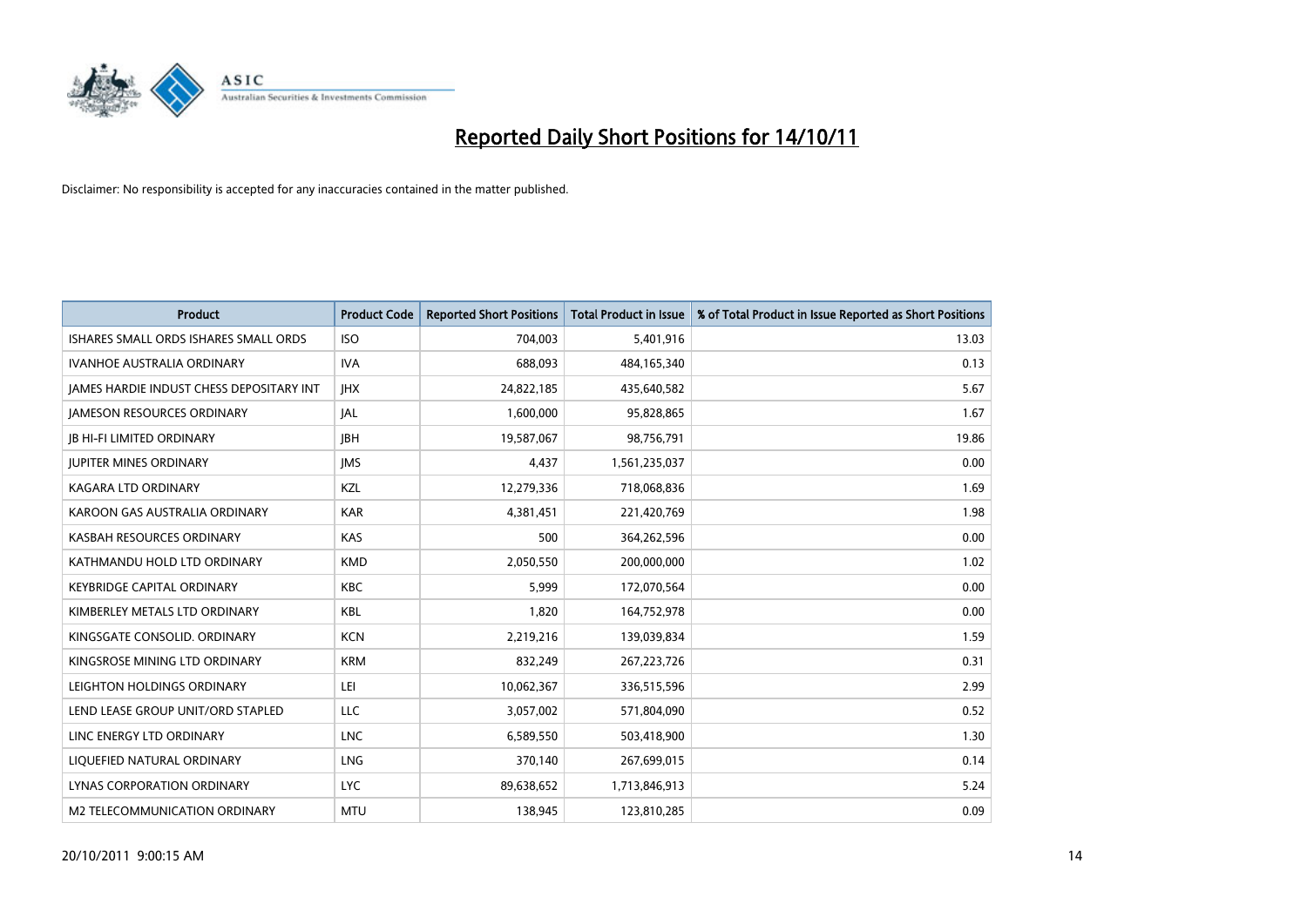# Reported Daily Short Positions for 14/10/11

Disclaimer: No responsibility is accepted for any inaccuracies contained in the matter published.

| Product | Product Code | Reported Short Positions | Total Product in Issue | % of Total Product in Issue Reported as Short Positions |
|---|---|---|---|---|
| ISHARES SMALL ORDS ISHARES SMALL ORDS | ISO | 704,003 | 5,401,916 | 13.03 |
| IVANHOE AUSTRALIA ORDINARY | IVA | 688,093 | 484,165,340 | 0.13 |
| JAMES HARDIE INDUST CHESS DEPOSITARY INT | JHX | 24,822,185 | 435,640,582 | 5.67 |
| JAMESON RESOURCES ORDINARY | JAL | 1,600,000 | 95,828,865 | 1.67 |
| JB HI-FI LIMITED ORDINARY | JBH | 19,587,067 | 98,756,791 | 19.86 |
| JUPITER MINES ORDINARY | JMS | 4,437 | 1,561,235,037 | 0.00 |
| KAGARA LTD ORDINARY | KZL | 12,279,336 | 718,068,836 | 1.69 |
| KAROON GAS AUSTRALIA ORDINARY | KAR | 4,381,451 | 221,420,769 | 1.98 |
| KASBAH RESOURCES ORDINARY | KAS | 500 | 364,262,596 | 0.00 |
| KATHMANDU HOLD LTD ORDINARY | KMD | 2,050,550 | 200,000,000 | 1.02 |
| KEYBRIDGE CAPITAL ORDINARY | KBC | 5,999 | 172,070,564 | 0.00 |
| KIMBERLEY METALS LTD ORDINARY | KBL | 1,820 | 164,752,978 | 0.00 |
| KINGSGATE CONSOLID. ORDINARY | KCN | 2,219,216 | 139,039,834 | 1.59 |
| KINGSROSE MINING LTD ORDINARY | KRM | 832,249 | 267,223,726 | 0.31 |
| LEIGHTON HOLDINGS ORDINARY | LEI | 10,062,367 | 336,515,596 | 2.99 |
| LEND LEASE GROUP UNIT/ORD STAPLED | LLC | 3,057,002 | 571,804,090 | 0.52 |
| LINC ENERGY LTD ORDINARY | LNC | 6,589,550 | 503,418,900 | 1.30 |
| LIQUEFIED NATURAL ORDINARY | LNG | 370,140 | 267,699,015 | 0.14 |
| LYNAS CORPORATION ORDINARY | LYC | 89,638,652 | 1,713,846,913 | 5.24 |
| M2 TELECOMMUNICATION ORDINARY | MTU | 138,945 | 123,810,285 | 0.09 |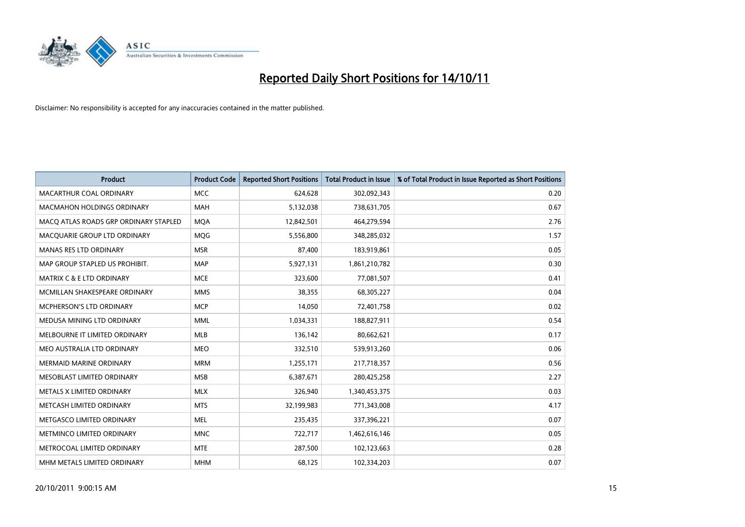# Reported Daily Short Positions for 14/10/11

Disclaimer: No responsibility is accepted for any inaccuracies contained in the matter published.

| Product | Product Code | Reported Short Positions | Total Product in Issue | % of Total Product in Issue Reported as Short Positions |
|---|---|---|---|---|
| MACARTHUR COAL ORDINARY | MCC | 624,628 | 302,092,343 | 0.20 |
| MACMAHON HOLDINGS ORDINARY | MAH | 5,132,038 | 738,631,705 | 0.67 |
| MACQ ATLAS ROADS GRP ORDINARY STAPLED | MQA | 12,842,501 | 464,279,594 | 2.76 |
| MACQUARIE GROUP LTD ORDINARY | MQG | 5,556,800 | 348,285,032 | 1.57 |
| MANAS RES LTD ORDINARY | MSR | 87,400 | 183,919,861 | 0.05 |
| MAP GROUP STAPLED US PROHIBIT. | MAP | 5,927,131 | 1,861,210,782 | 0.30 |
| MATRIX C & E LTD ORDINARY | MCE | 323,600 | 77,081,507 | 0.41 |
| MCMILLAN SHAKESPEARE ORDINARY | MMS | 38,355 | 68,305,227 | 0.04 |
| MCPHERSON'S LTD ORDINARY | MCP | 14,050 | 72,401,758 | 0.02 |
| MEDUSA MINING LTD ORDINARY | MML | 1,034,331 | 188,827,911 | 0.54 |
| MELBOURNE IT LIMITED ORDINARY | MLB | 136,142 | 80,662,621 | 0.17 |
| MEO AUSTRALIA LTD ORDINARY | MEO | 332,510 | 539,913,260 | 0.06 |
| MERMAID MARINE ORDINARY | MRM | 1,255,171 | 217,718,357 | 0.56 |
| MESOBLAST LIMITED ORDINARY | MSB | 6,387,671 | 280,425,258 | 2.27 |
| METALS X LIMITED ORDINARY | MLX | 326,940 | 1,340,453,375 | 0.03 |
| METCASH LIMITED ORDINARY | MTS | 32,199,983 | 771,343,008 | 4.17 |
| METGASCO LIMITED ORDINARY | MEL | 235,435 | 337,396,221 | 0.07 |
| METMINCO LIMITED ORDINARY | MNC | 722,717 | 1,462,616,146 | 0.05 |
| METROCOAL LIMITED ORDINARY | MTE | 287,500 | 102,123,663 | 0.28 |
| MHM METALS LIMITED ORDINARY | MHM | 68,125 | 102,334,203 | 0.07 |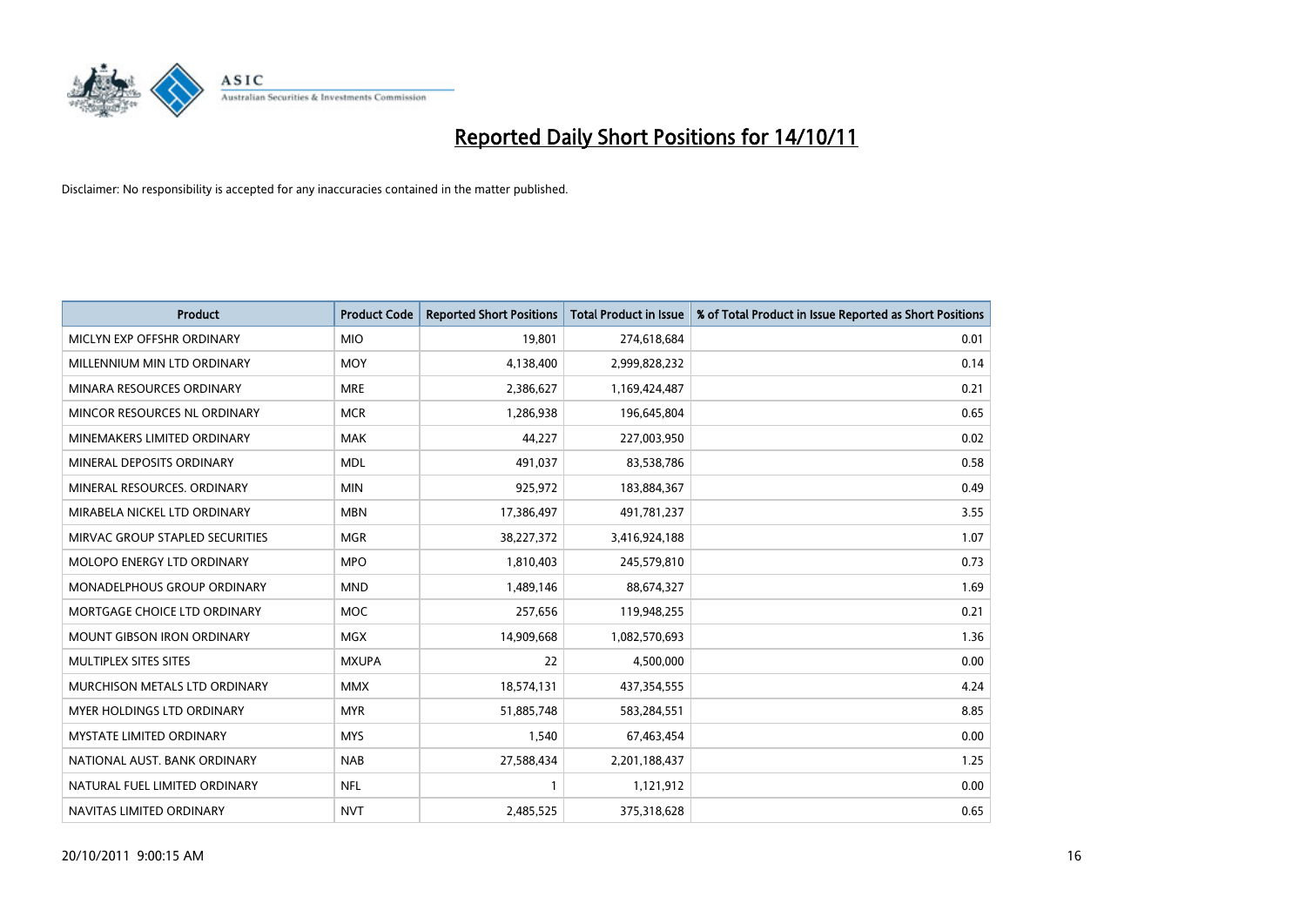# Reported Daily Short Positions for 14/10/11

Disclaimer: No responsibility is accepted for any inaccuracies contained in the matter published.

| Product | Product Code | Reported Short Positions | Total Product in Issue | % of Total Product in Issue Reported as Short Positions |
|---|---|---|---|---|
| MICLYN EXP OFFSHR ORDINARY | MIO | 19,801 | 274,618,684 | 0.01 |
| MILLENNIUM MIN LTD ORDINARY | MOY | 4,138,400 | 2,999,828,232 | 0.14 |
| MINARA RESOURCES ORDINARY | MRE | 2,386,627 | 1,169,424,487 | 0.21 |
| MINCOR RESOURCES NL ORDINARY | MCR | 1,286,938 | 196,645,804 | 0.65 |
| MINEMAKERS LIMITED ORDINARY | MAK | 44,227 | 227,003,950 | 0.02 |
| MINERAL DEPOSITS ORDINARY | MDL | 491,037 | 83,538,786 | 0.58 |
| MINERAL RESOURCES. ORDINARY | MIN | 925,972 | 183,884,367 | 0.49 |
| MIRABELA NICKEL LTD ORDINARY | MBN | 17,386,497 | 491,781,237 | 3.55 |
| MIRVAC GROUP STAPLED SECURITIES | MGR | 38,227,372 | 3,416,924,188 | 1.07 |
| MOLOPO ENERGY LTD ORDINARY | MPO | 1,810,403 | 245,579,810 | 0.73 |
| MONADELPHOUS GROUP ORDINARY | MND | 1,489,146 | 88,674,327 | 1.69 |
| MORTGAGE CHOICE LTD ORDINARY | MOC | 257,656 | 119,948,255 | 0.21 |
| MOUNT GIBSON IRON ORDINARY | MGX | 14,909,668 | 1,082,570,693 | 1.36 |
| MULTIPLEX SITES SITES | MXUPA | 22 | 4,500,000 | 0.00 |
| MURCHISON METALS LTD ORDINARY | MMX | 18,574,131 | 437,354,555 | 4.24 |
| MYER HOLDINGS LTD ORDINARY | MYR | 51,885,748 | 583,284,551 | 8.85 |
| MYSTATE LIMITED ORDINARY | MYS | 1,540 | 67,463,454 | 0.00 |
| NATIONAL AUST. BANK ORDINARY | NAB | 27,588,434 | 2,201,188,437 | 1.25 |
| NATURAL FUEL LIMITED ORDINARY | NFL | 1 | 1,121,912 | 0.00 |
| NAVITAS LIMITED ORDINARY | NVT | 2,485,525 | 375,318,628 | 0.65 |

20/10/2011 9:00:15 AM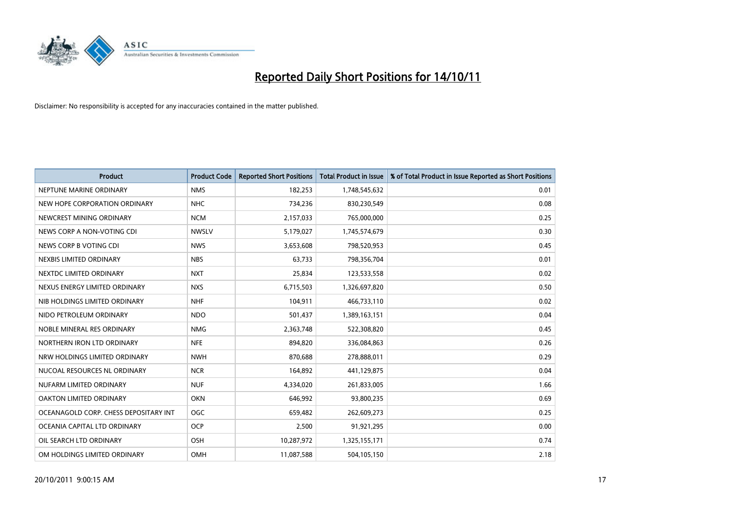# Reported Daily Short Positions for 14/10/11

Disclaimer: No responsibility is accepted for any inaccuracies contained in the matter published.

| Product | Product Code | Reported Short Positions | Total Product in Issue | % of Total Product in Issue Reported as Short Positions |
| --- | --- | --- | --- | --- |
| NEPTUNE MARINE ORDINARY | NMS | 182,253 | 1,748,545,632 | 0.01 |
| NEW HOPE CORPORATION ORDINARY | NHC | 734,236 | 830,230,549 | 0.08 |
| NEWCREST MINING ORDINARY | NCM | 2,157,033 | 765,000,000 | 0.25 |
| NEWS CORP A NON-VOTING CDI | NWSLV | 5,179,027 | 1,745,574,679 | 0.30 |
| NEWS CORP B VOTING CDI | NWS | 3,653,608 | 798,520,953 | 0.45 |
| NEXBIS LIMITED ORDINARY | NBS | 63,733 | 798,356,704 | 0.01 |
| NEXTDC LIMITED ORDINARY | NXT | 25,834 | 123,533,558 | 0.02 |
| NEXUS ENERGY LIMITED ORDINARY | NXS | 6,715,503 | 1,326,697,820 | 0.50 |
| NIB HOLDINGS LIMITED ORDINARY | NHF | 104,911 | 466,733,110 | 0.02 |
| NIDO PETROLEUM ORDINARY | NDO | 501,437 | 1,389,163,151 | 0.04 |
| NOBLE MINERAL RES ORDINARY | NMG | 2,363,748 | 522,308,820 | 0.45 |
| NORTHERN IRON LTD ORDINARY | NFE | 894,820 | 336,084,863 | 0.26 |
| NRW HOLDINGS LIMITED ORDINARY | NWH | 870,688 | 278,888,011 | 0.29 |
| NUCOAL RESOURCES NL ORDINARY | NCR | 164,892 | 441,129,875 | 0.04 |
| NUFARM LIMITED ORDINARY | NUF | 4,334,020 | 261,833,005 | 1.66 |
| OAKTON LIMITED ORDINARY | OKN | 646,992 | 93,800,235 | 0.69 |
| OCEANAGOLD CORP. CHESS DEPOSITARY INT | OGC | 659,482 | 262,609,273 | 0.25 |
| OCEANIA CAPITAL LTD ORDINARY | OCP | 2,500 | 91,921,295 | 0.00 |
| OIL SEARCH LTD ORDINARY | OSH | 10,287,972 | 1,325,155,171 | 0.74 |
| OM HOLDINGS LIMITED ORDINARY | OMH | 11,087,588 | 504,105,150 | 2.18 |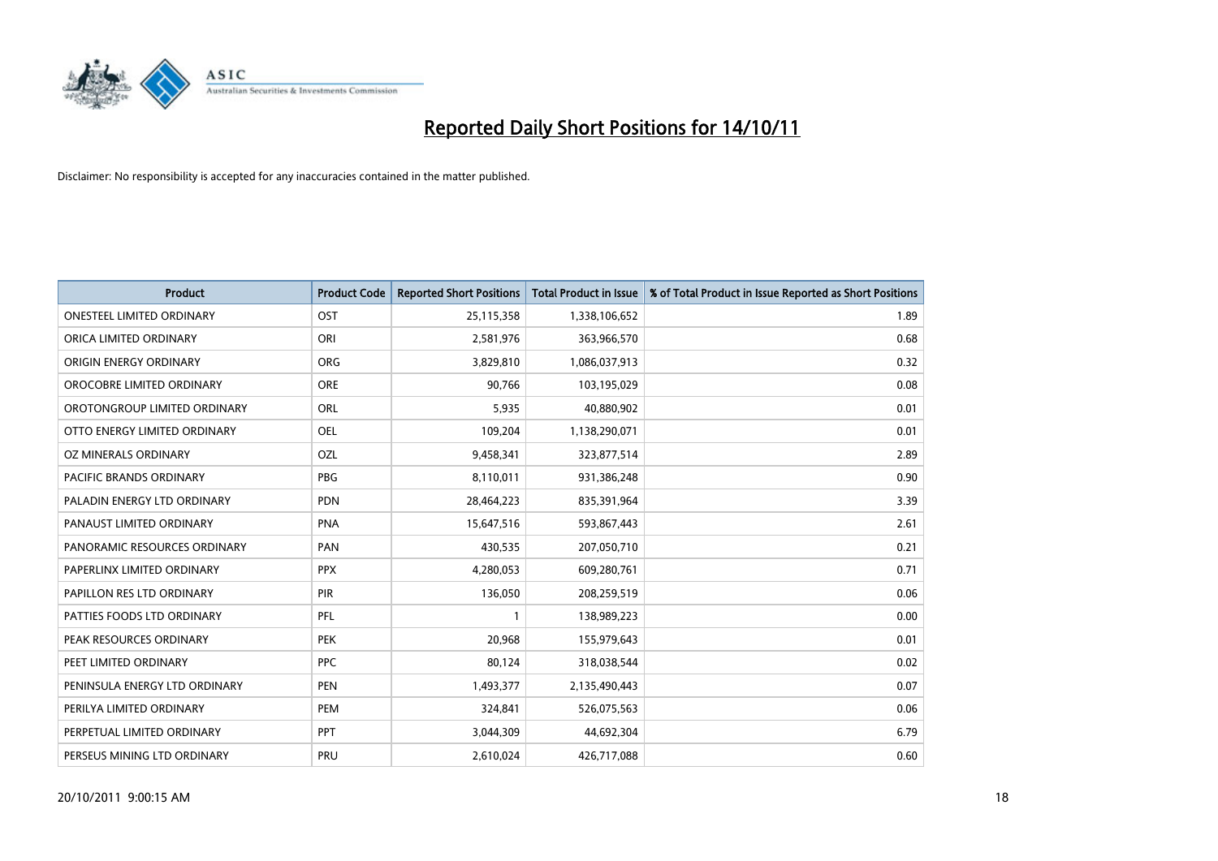# Reported Daily Short Positions for 14/10/11

Disclaimer: No responsibility is accepted for any inaccuracies contained in the matter published.

| Product | Product Code | Reported Short Positions | Total Product in Issue | % of Total Product in Issue Reported as Short Positions |
|---|---|---|---|---|
| ONESTEEL LIMITED ORDINARY | OST | 25,115,358 | 1,338,106,652 | 1.89 |
| ORICA LIMITED ORDINARY | ORI | 2,581,976 | 363,966,570 | 0.68 |
| ORIGIN ENERGY ORDINARY | ORG | 3,829,810 | 1,086,037,913 | 0.32 |
| OROCOBRE LIMITED ORDINARY | ORE | 90,766 | 103,195,029 | 0.08 |
| OROTONGROUP LIMITED ORDINARY | ORL | 5,935 | 40,880,902 | 0.01 |
| OTTO ENERGY LIMITED ORDINARY | OEL | 109,204 | 1,138,290,071 | 0.01 |
| OZ MINERALS ORDINARY | OZL | 9,458,341 | 323,877,514 | 2.89 |
| PACIFIC BRANDS ORDINARY | PBG | 8,110,011 | 931,386,248 | 0.90 |
| PALADIN ENERGY LTD ORDINARY | PDN | 28,464,223 | 835,391,964 | 3.39 |
| PANAUST LIMITED ORDINARY | PNA | 15,647,516 | 593,867,443 | 2.61 |
| PANORAMIC RESOURCES ORDINARY | PAN | 430,535 | 207,050,710 | 0.21 |
| PAPERLINX LIMITED ORDINARY | PPX | 4,280,053 | 609,280,761 | 0.71 |
| PAPILLON RES LTD ORDINARY | PIR | 136,050 | 208,259,519 | 0.06 |
| PATTIES FOODS LTD ORDINARY | PFL | 1 | 138,989,223 | 0.00 |
| PEAK RESOURCES ORDINARY | PEK | 20,968 | 155,979,643 | 0.01 |
| PEET LIMITED ORDINARY | PPC | 80,124 | 318,038,544 | 0.02 |
| PENINSULA ENERGY LTD ORDINARY | PEN | 1,493,377 | 2,135,490,443 | 0.07 |
| PERILYA LIMITED ORDINARY | PEM | 324,841 | 526,075,563 | 0.06 |
| PERPETUAL LIMITED ORDINARY | PPT | 3,044,309 | 44,692,304 | 6.79 |
| PERSEUS MINING LTD ORDINARY | PRU | 2,610,024 | 426,717,088 | 0.60 |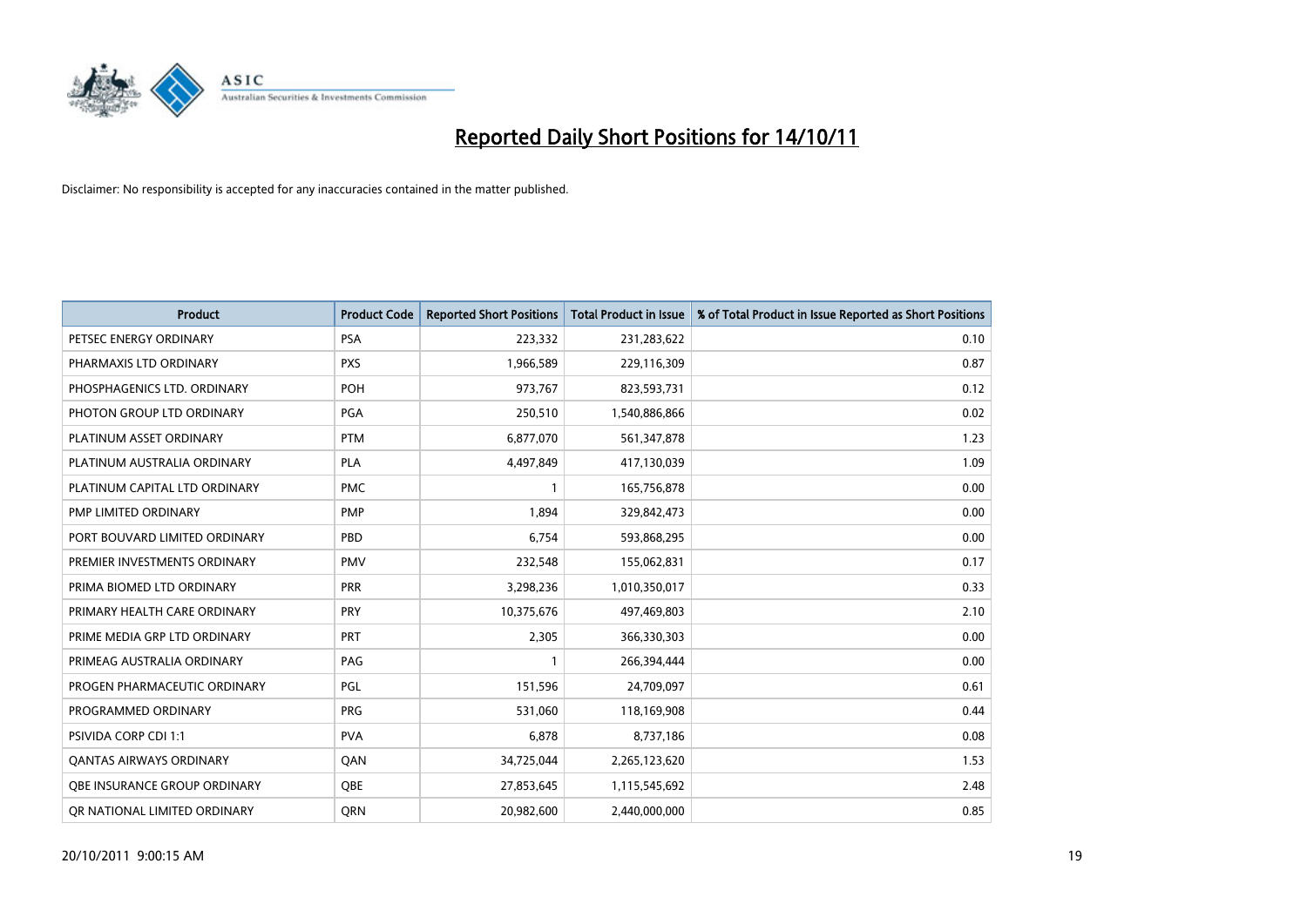# Reported Daily Short Positions for 14/10/11

Disclaimer: No responsibility is accepted for any inaccuracies contained in the matter published.

| Product | Product Code | Reported Short Positions | Total Product in Issue | % of Total Product in Issue Reported as Short Positions |
|---|---|---|---|---|
| PETSEC ENERGY ORDINARY | PSA | 223,332 | 231,283,622 | 0.10 |
| PHARMAXIS LTD ORDINARY | PXS | 1,966,589 | 229,116,309 | 0.87 |
| PHOSPHAGENICS LTD. ORDINARY | POH | 973,767 | 823,593,731 | 0.12 |
| PHOTON GROUP LTD ORDINARY | PGA | 250,510 | 1,540,886,866 | 0.02 |
| PLATINUM ASSET ORDINARY | PTM | 6,877,070 | 561,347,878 | 1.23 |
| PLATINUM AUSTRALIA ORDINARY | PLA | 4,497,849 | 417,130,039 | 1.09 |
| PLATINUM CAPITAL LTD ORDINARY | PMC | 1 | 165,756,878 | 0.00 |
| PMP LIMITED ORDINARY | PMP | 1,894 | 329,842,473 | 0.00 |
| PORT BOUVARD LIMITED ORDINARY | PBD | 6,754 | 593,868,295 | 0.00 |
| PREMIER INVESTMENTS ORDINARY | PMV | 232,548 | 155,062,831 | 0.17 |
| PRIMA BIOMED LTD ORDINARY | PRR | 3,298,236 | 1,010,350,017 | 0.33 |
| PRIMARY HEALTH CARE ORDINARY | PRY | 10,375,676 | 497,469,803 | 2.10 |
| PRIME MEDIA GRP LTD ORDINARY | PRT | 2,305 | 366,330,303 | 0.00 |
| PRIMEAG AUSTRALIA ORDINARY | PAG | 1 | 266,394,444 | 0.00 |
| PROGEN PHARMACEUTIC ORDINARY | PGL | 151,596 | 24,709,097 | 0.61 |
| PROGRAMMED ORDINARY | PRG | 531,060 | 118,169,908 | 0.44 |
| PSIVIDA CORP CDI 1:1 | PVA | 6,878 | 8,737,186 | 0.08 |
| QANTAS AIRWAYS ORDINARY | QAN | 34,725,044 | 2,265,123,620 | 1.53 |
| QBE INSURANCE GROUP ORDINARY | QBE | 27,853,645 | 1,115,545,692 | 2.48 |
| QR NATIONAL LIMITED ORDINARY | QRN | 20,982,600 | 2,440,000,000 | 0.85 |

20/10/2011 9:00:15 AM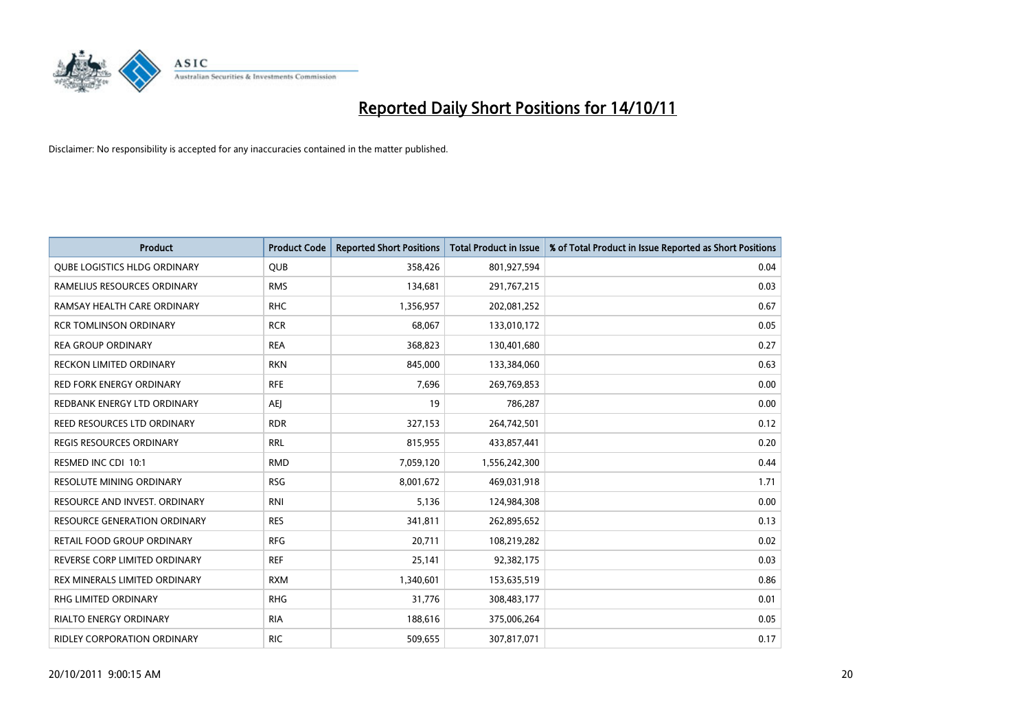# Reported Daily Short Positions for 14/10/11

Disclaimer: No responsibility is accepted for any inaccuracies contained in the matter published.

| Product | Product Code | Reported Short Positions | Total Product in Issue | % of Total Product in Issue Reported as Short Positions |
|---|---|---|---|---|
| QUBE LOGISTICS HLDG ORDINARY | QUB | 358,426 | 801,927,594 | 0.04 |
| RAMELIUS RESOURCES ORDINARY | RMS | 134,681 | 291,767,215 | 0.03 |
| RAMSAY HEALTH CARE ORDINARY | RHC | 1,356,957 | 202,081,252 | 0.67 |
| RCR TOMLINSON ORDINARY | RCR | 68,067 | 133,010,172 | 0.05 |
| REA GROUP ORDINARY | REA | 368,823 | 130,401,680 | 0.27 |
| RECKON LIMITED ORDINARY | RKN | 845,000 | 133,384,060 | 0.63 |
| RED FORK ENERGY ORDINARY | RFE | 7,696 | 269,769,853 | 0.00 |
| REDBANK ENERGY LTD ORDINARY | AEJ | 19 | 786,287 | 0.00 |
| REED RESOURCES LTD ORDINARY | RDR | 327,153 | 264,742,501 | 0.12 |
| REGIS RESOURCES ORDINARY | RRL | 815,955 | 433,857,441 | 0.20 |
| RESMED INC CDI 10:1 | RMD | 7,059,120 | 1,556,242,300 | 0.44 |
| RESOLUTE MINING ORDINARY | RSG | 8,001,672 | 469,031,918 | 1.71 |
| RESOURCE AND INVEST. ORDINARY | RNI | 5,136 | 124,984,308 | 0.00 |
| RESOURCE GENERATION ORDINARY | RES | 341,811 | 262,895,652 | 0.13 |
| RETAIL FOOD GROUP ORDINARY | RFG | 20,711 | 108,219,282 | 0.02 |
| REVERSE CORP LIMITED ORDINARY | REF | 25,141 | 92,382,175 | 0.03 |
| REX MINERALS LIMITED ORDINARY | RXM | 1,340,601 | 153,635,519 | 0.86 |
| RHG LIMITED ORDINARY | RHG | 31,776 | 308,483,177 | 0.01 |
| RIALTO ENERGY ORDINARY | RIA | 188,616 | 375,006,264 | 0.05 |
| RIDLEY CORPORATION ORDINARY | RIC | 509,655 | 307,817,071 | 0.17 |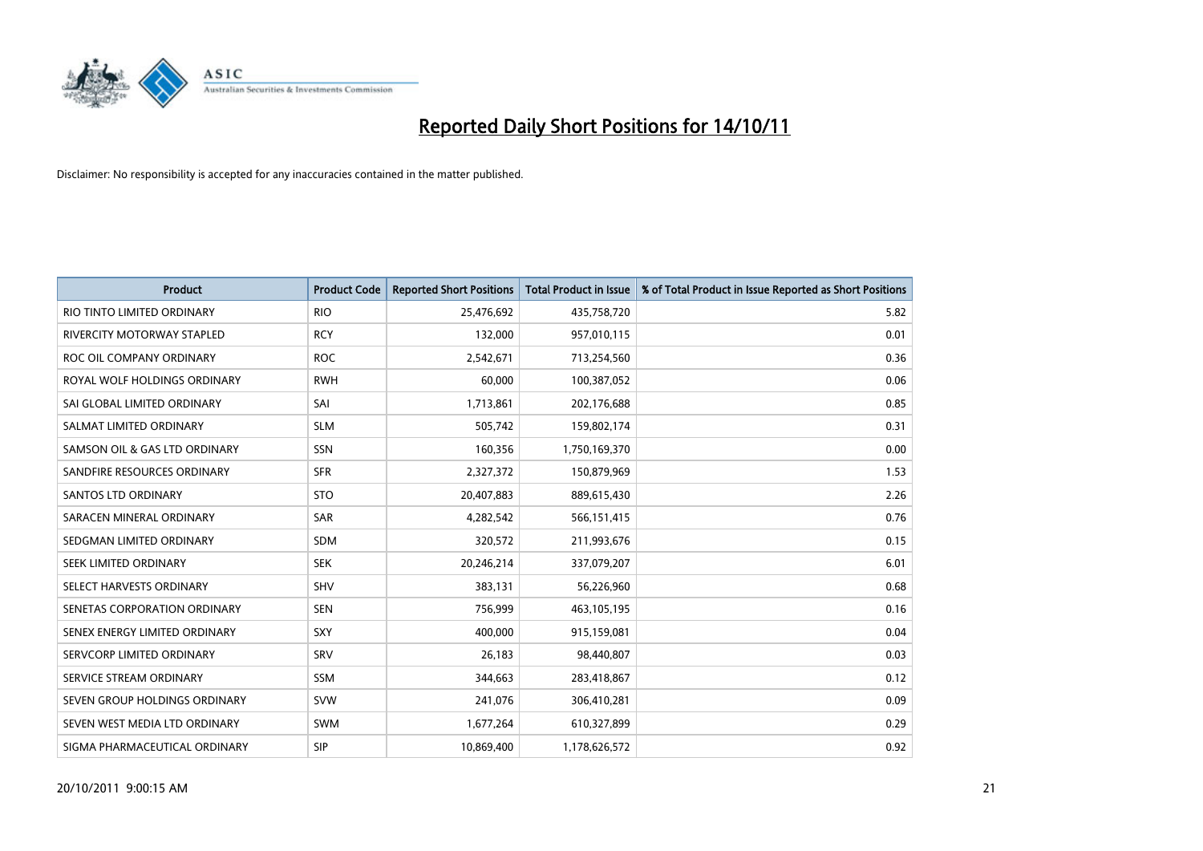# Reported Daily Short Positions for 14/10/11

Disclaimer: No responsibility is accepted for any inaccuracies contained in the matter published.

| Product | Product Code | Reported Short Positions | Total Product in Issue | % of Total Product in Issue Reported as Short Positions |
|---|---|---|---|---|
| RIO TINTO LIMITED ORDINARY | RIO | 25,476,692 | 435,758,720 | 5.82 |
| RIVERCITY MOTORWAY STAPLED | RCY | 132,000 | 957,010,115 | 0.01 |
| ROC OIL COMPANY ORDINARY | ROC | 2,542,671 | 713,254,560 | 0.36 |
| ROYAL WOLF HOLDINGS ORDINARY | RWH | 60,000 | 100,387,052 | 0.06 |
| SAI GLOBAL LIMITED ORDINARY | SAI | 1,713,861 | 202,176,688 | 0.85 |
| SALMAT LIMITED ORDINARY | SLM | 505,742 | 159,802,174 | 0.31 |
| SAMSON OIL & GAS LTD ORDINARY | SSN | 160,356 | 1,750,169,370 | 0.00 |
| SANDFIRE RESOURCES ORDINARY | SFR | 2,327,372 | 150,879,969 | 1.53 |
| SANTOS LTD ORDINARY | STO | 20,407,883 | 889,615,430 | 2.26 |
| SARACEN MINERAL ORDINARY | SAR | 4,282,542 | 566,151,415 | 0.76 |
| SEDGMAN LIMITED ORDINARY | SDM | 320,572 | 211,993,676 | 0.15 |
| SEEK LIMITED ORDINARY | SEK | 20,246,214 | 337,079,207 | 6.01 |
| SELECT HARVESTS ORDINARY | SHV | 383,131 | 56,226,960 | 0.68 |
| SENETAS CORPORATION ORDINARY | SEN | 756,999 | 463,105,195 | 0.16 |
| SENEX ENERGY LIMITED ORDINARY | SXY | 400,000 | 915,159,081 | 0.04 |
| SERVCORP LIMITED ORDINARY | SRV | 26,183 | 98,440,807 | 0.03 |
| SERVICE STREAM ORDINARY | SSM | 344,663 | 283,418,867 | 0.12 |
| SEVEN GROUP HOLDINGS ORDINARY | SVW | 241,076 | 306,410,281 | 0.09 |
| SEVEN WEST MEDIA LTD ORDINARY | SWM | 1,677,264 | 610,327,899 | 0.29 |
| SIGMA PHARMACEUTICAL ORDINARY | SIP | 10,869,400 | 1,178,626,572 | 0.92 |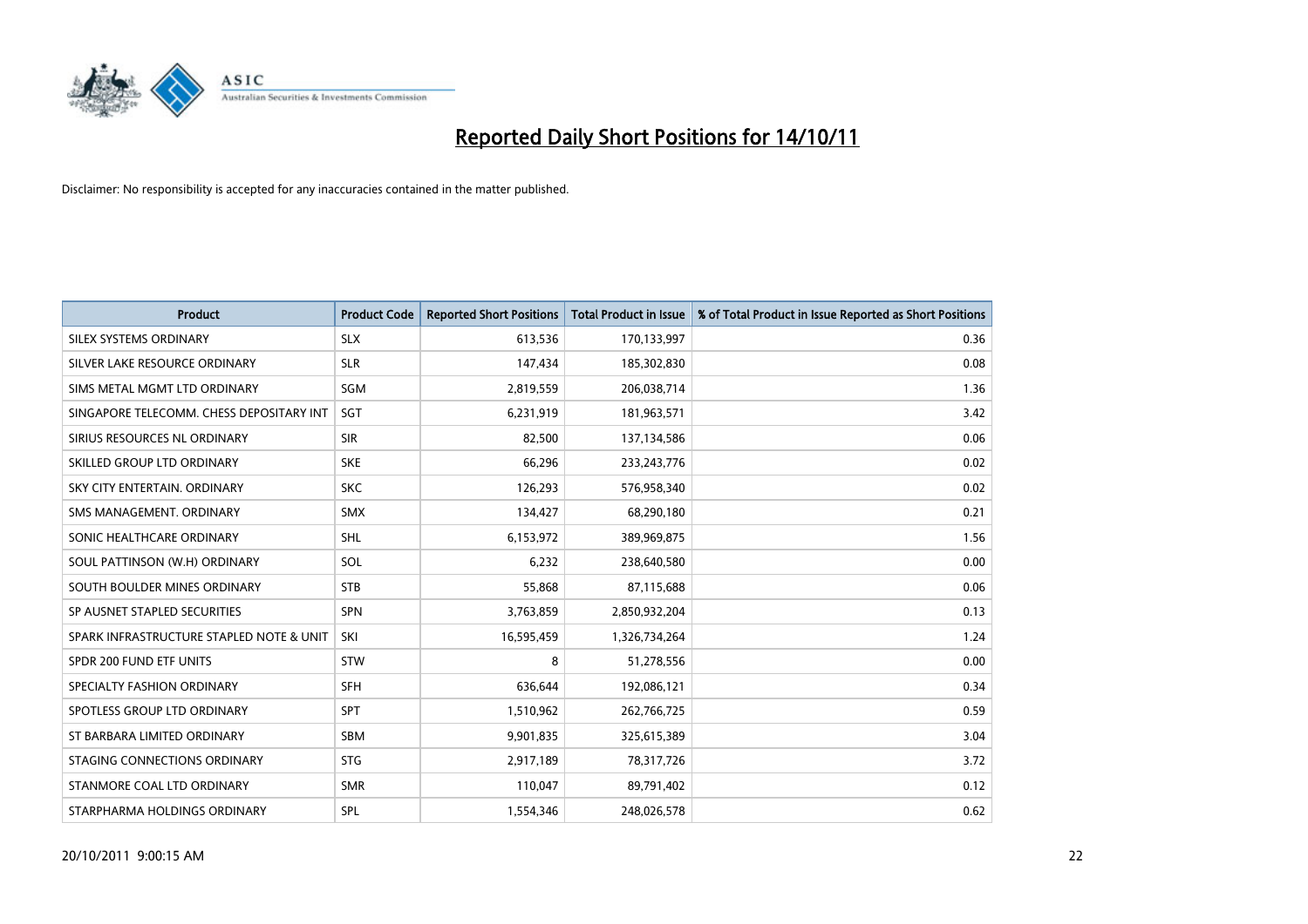# Reported Daily Short Positions for 14/10/11

Disclaimer: No responsibility is accepted for any inaccuracies contained in the matter published.

| Product | Product Code | Reported Short Positions | Total Product in Issue | % of Total Product in Issue Reported as Short Positions |
|---|---|---|---|---|
| SILEX SYSTEMS ORDINARY | SLX | 613,536 | 170,133,997 | 0.36 |
| SILVER LAKE RESOURCE ORDINARY | SLR | 147,434 | 185,302,830 | 0.08 |
| SIMS METAL MGMT LTD ORDINARY | SGM | 2,819,559 | 206,038,714 | 1.36 |
| SINGAPORE TELECOMM. CHESS DEPOSITARY INT | SGT | 6,231,919 | 181,963,571 | 3.42 |
| SIRIUS RESOURCES NL ORDINARY | SIR | 82,500 | 137,134,586 | 0.06 |
| SKILLED GROUP LTD ORDINARY | SKE | 66,296 | 233,243,776 | 0.02 |
| SKY CITY ENTERTAIN. ORDINARY | SKC | 126,293 | 576,958,340 | 0.02 |
| SMS MANAGEMENT. ORDINARY | SMX | 134,427 | 68,290,180 | 0.21 |
| SONIC HEALTHCARE ORDINARY | SHL | 6,153,972 | 389,969,875 | 1.56 |
| SOUL PATTINSON (W.H) ORDINARY | SOL | 6,232 | 238,640,580 | 0.00 |
| SOUTH BOULDER MINES ORDINARY | STB | 55,868 | 87,115,688 | 0.06 |
| SP AUSNET STAPLED SECURITIES | SPN | 3,763,859 | 2,850,932,204 | 0.13 |
| SPARK INFRASTRUCTURE STAPLED NOTE & UNIT | SKI | 16,595,459 | 1,326,734,264 | 1.24 |
| SPDR 200 FUND ETF UNITS | STW | 8 | 51,278,556 | 0.00 |
| SPECIALTY FASHION ORDINARY | SFH | 636,644 | 192,086,121 | 0.34 |
| SPOTLESS GROUP LTD ORDINARY | SPT | 1,510,962 | 262,766,725 | 0.59 |
| ST BARBARA LIMITED ORDINARY | SBM | 9,901,835 | 325,615,389 | 3.04 |
| STAGING CONNECTIONS ORDINARY | STG | 2,917,189 | 78,317,726 | 3.72 |
| STANMORE COAL LTD ORDINARY | SMR | 110,047 | 89,791,402 | 0.12 |
| STARPHARMA HOLDINGS ORDINARY | SPL | 1,554,346 | 248,026,578 | 0.62 |

20/10/2011 9:00:15 AM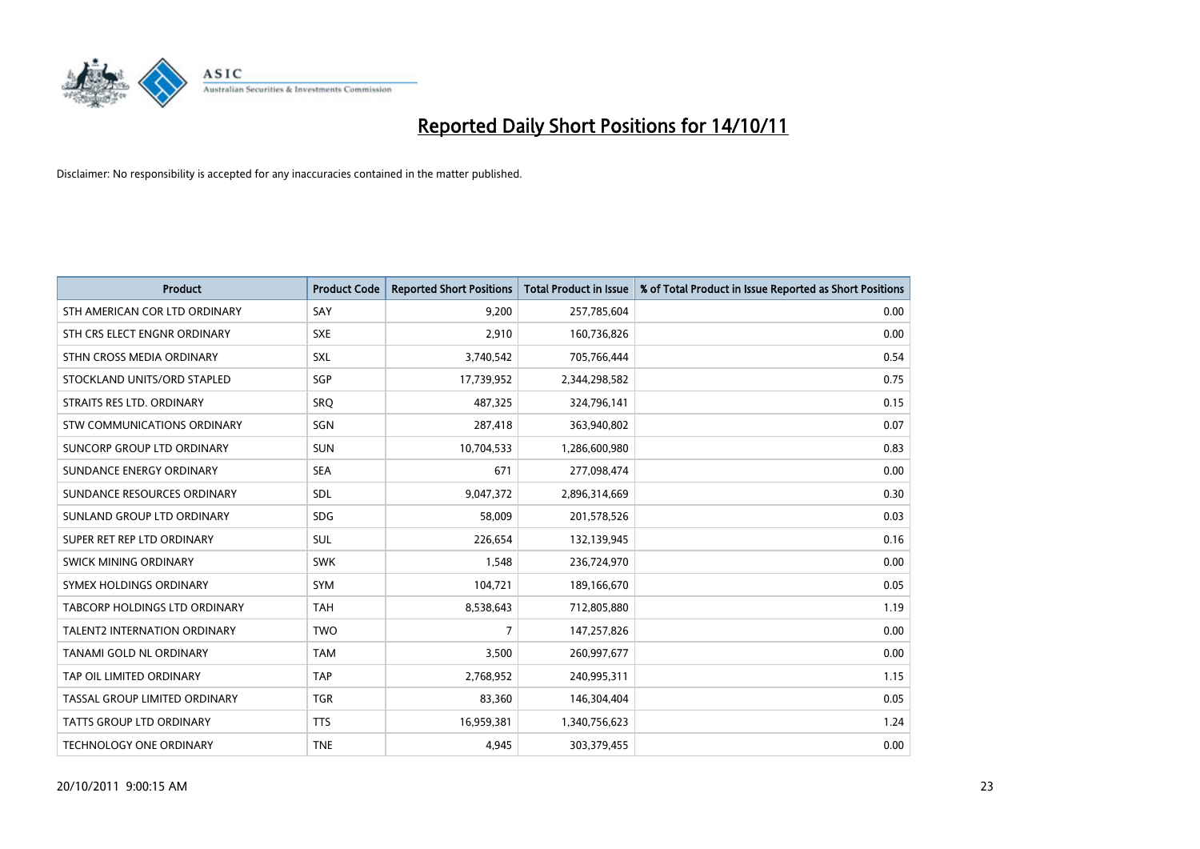# Reported Daily Short Positions for 14/10/11

Disclaimer: No responsibility is accepted for any inaccuracies contained in the matter published.

| Product | Product Code | Reported Short Positions | Total Product in Issue | % of Total Product in Issue Reported as Short Positions |
|---|---|---|---|---|
| STH AMERICAN COR LTD ORDINARY | SAY | 9,200 | 257,785,604 | 0.00 |
| STH CRS ELECT ENGNR ORDINARY | SXE | 2,910 | 160,736,826 | 0.00 |
| STHN CROSS MEDIA ORDINARY | SXL | 3,740,542 | 705,766,444 | 0.54 |
| STOCKLAND UNITS/ORD STAPLED | SGP | 17,739,952 | 2,344,298,582 | 0.75 |
| STRAITS RES LTD. ORDINARY | SRQ | 487,325 | 324,796,141 | 0.15 |
| STW COMMUNICATIONS ORDINARY | SGN | 287,418 | 363,940,802 | 0.07 |
| SUNCORP GROUP LTD ORDINARY | SUN | 10,704,533 | 1,286,600,980 | 0.83 |
| SUNDANCE ENERGY ORDINARY | SEA | 671 | 277,098,474 | 0.00 |
| SUNDANCE RESOURCES ORDINARY | SDL | 9,047,372 | 2,896,314,669 | 0.30 |
| SUNLAND GROUP LTD ORDINARY | SDG | 58,009 | 201,578,526 | 0.03 |
| SUPER RET REP LTD ORDINARY | SUL | 226,654 | 132,139,945 | 0.16 |
| SWICK MINING ORDINARY | SWK | 1,548 | 236,724,970 | 0.00 |
| SYMEX HOLDINGS ORDINARY | SYM | 104,721 | 189,166,670 | 0.05 |
| TABCORP HOLDINGS LTD ORDINARY | TAH | 8,538,643 | 712,805,880 | 1.19 |
| TALENT2 INTERNATION ORDINARY | TWO | 7 | 147,257,826 | 0.00 |
| TANAMI GOLD NL ORDINARY | TAM | 3,500 | 260,997,677 | 0.00 |
| TAP OIL LIMITED ORDINARY | TAP | 2,768,952 | 240,995,311 | 1.15 |
| TASSAL GROUP LIMITED ORDINARY | TGR | 83,360 | 146,304,404 | 0.05 |
| TATTS GROUP LTD ORDINARY | TTS | 16,959,381 | 1,340,756,623 | 1.24 |
| TECHNOLOGY ONE ORDINARY | TNE | 4,945 | 303,379,455 | 0.00 |

20/10/2011 9:00:15 AM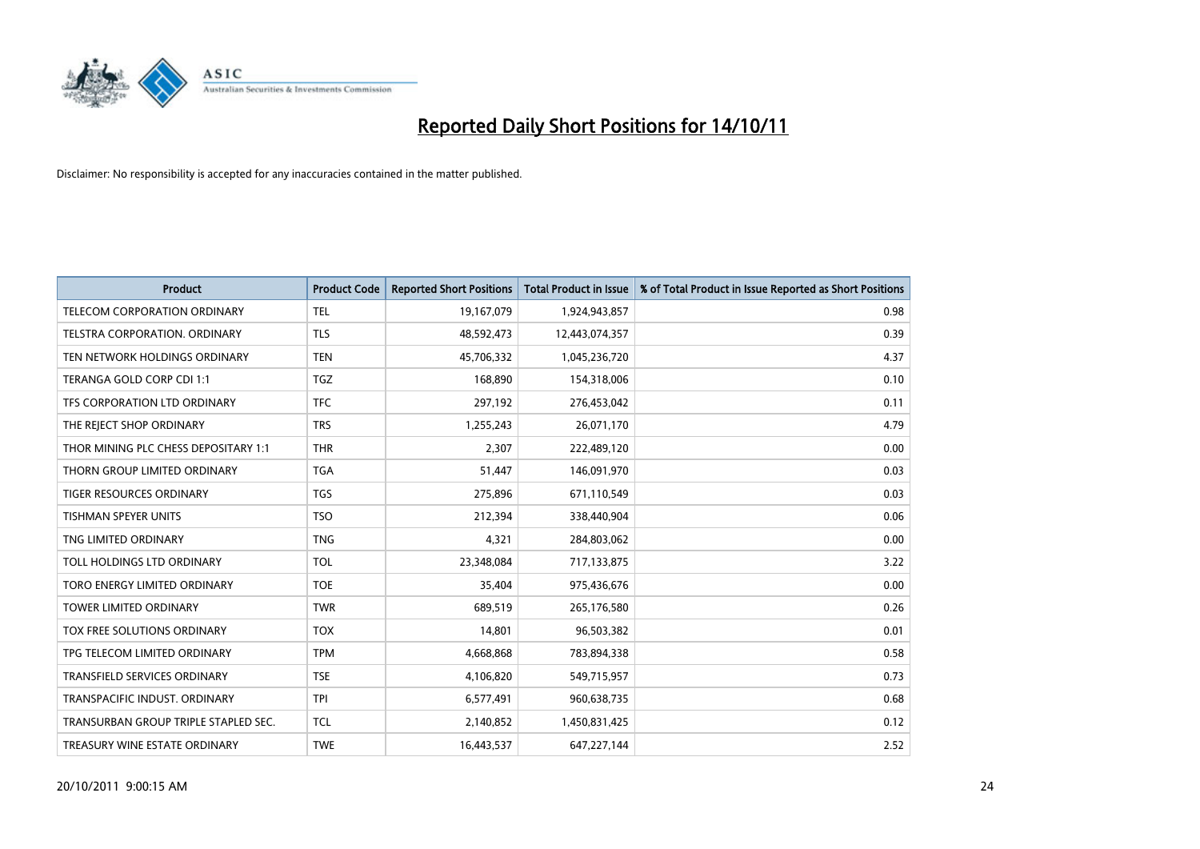# Reported Daily Short Positions for 14/10/11

Disclaimer: No responsibility is accepted for any inaccuracies contained in the matter published.

| Product | Product Code | Reported Short Positions | Total Product in Issue | % of Total Product in Issue Reported as Short Positions |
|---|---|---|---|---|
| TELECOM CORPORATION ORDINARY | TEL | 19,167,079 | 1,924,943,857 | 0.98 |
| TELSTRA CORPORATION. ORDINARY | TLS | 48,592,473 | 12,443,074,357 | 0.39 |
| TEN NETWORK HOLDINGS ORDINARY | TEN | 45,706,332 | 1,045,236,720 | 4.37 |
| TERANGA GOLD CORP CDI 1:1 | TGZ | 168,890 | 154,318,006 | 0.10 |
| TFS CORPORATION LTD ORDINARY | TFC | 297,192 | 276,453,042 | 0.11 |
| THE REJECT SHOP ORDINARY | TRS | 1,255,243 | 26,071,170 | 4.79 |
| THOR MINING PLC CHESS DEPOSITARY 1:1 | THR | 2,307 | 222,489,120 | 0.00 |
| THORN GROUP LIMITED ORDINARY | TGA | 51,447 | 146,091,970 | 0.03 |
| TIGER RESOURCES ORDINARY | TGS | 275,896 | 671,110,549 | 0.03 |
| TISHMAN SPEYER UNITS | TSO | 212,394 | 338,440,904 | 0.06 |
| TNG LIMITED ORDINARY | TNG | 4,321 | 284,803,062 | 0.00 |
| TOLL HOLDINGS LTD ORDINARY | TOL | 23,348,084 | 717,133,875 | 3.22 |
| TORO ENERGY LIMITED ORDINARY | TOE | 35,404 | 975,436,676 | 0.00 |
| TOWER LIMITED ORDINARY | TWR | 689,519 | 265,176,580 | 0.26 |
| TOX FREE SOLUTIONS ORDINARY | TOX | 14,801 | 96,503,382 | 0.01 |
| TPG TELECOM LIMITED ORDINARY | TPM | 4,668,868 | 783,894,338 | 0.58 |
| TRANSFIELD SERVICES ORDINARY | TSE | 4,106,820 | 549,715,957 | 0.73 |
| TRANSPACIFIC INDUST. ORDINARY | TPI | 6,577,491 | 960,638,735 | 0.68 |
| TRANSURBAN GROUP TRIPLE STAPLED SEC. | TCL | 2,140,852 | 1,450,831,425 | 0.12 |
| TREASURY WINE ESTATE ORDINARY | TWE | 16,443,537 | 647,227,144 | 2.52 |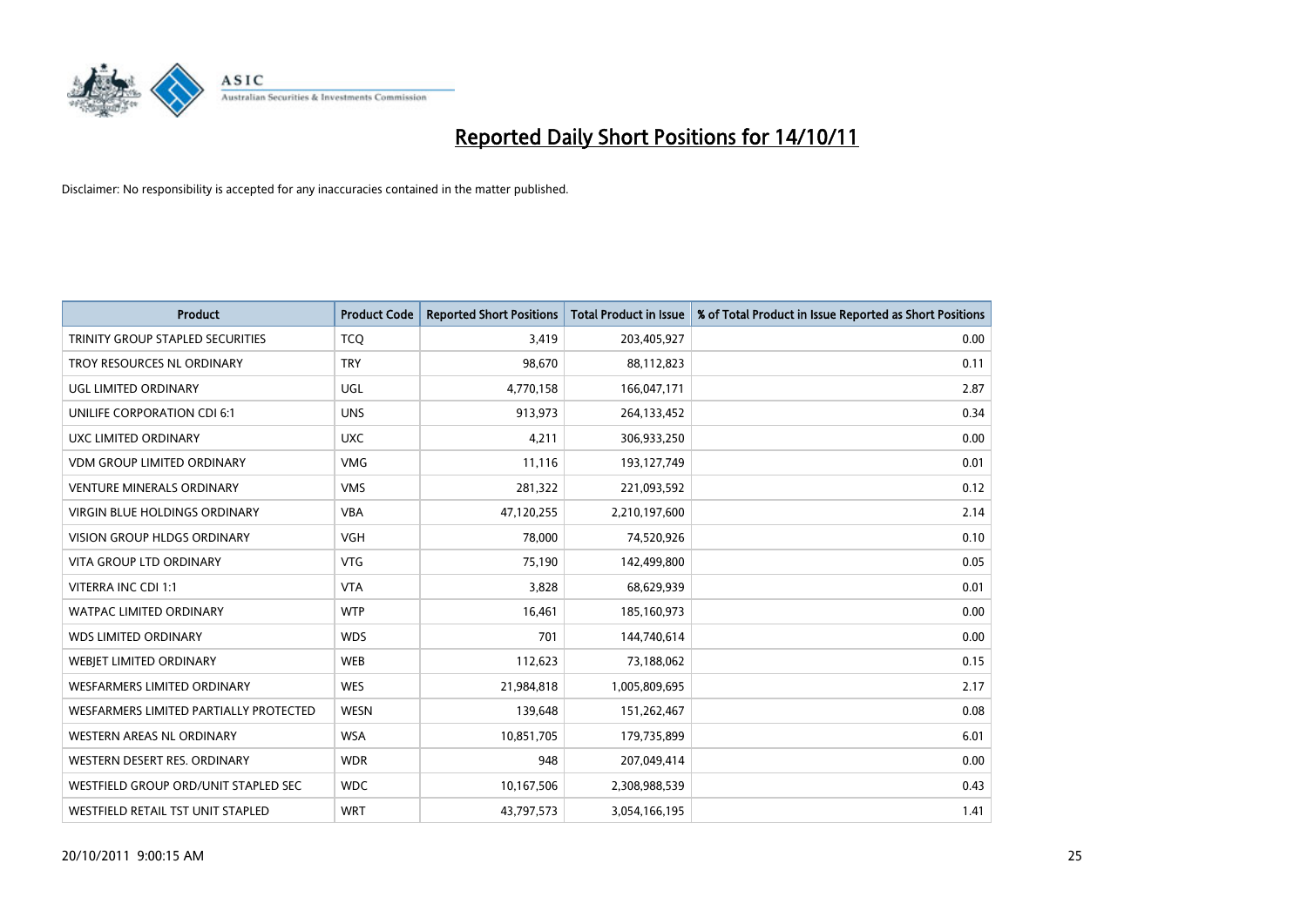# Reported Daily Short Positions for 14/10/11

Disclaimer: No responsibility is accepted for any inaccuracies contained in the matter published.

| Product | Product Code | Reported Short Positions | Total Product in Issue | % of Total Product in Issue Reported as Short Positions |
|---|---|---|---|---|
| TRINITY GROUP STAPLED SECURITIES | TCQ | 3,419 | 203,405,927 | 0.00 |
| TROY RESOURCES NL ORDINARY | TRY | 98,670 | 88,112,823 | 0.11 |
| UGL LIMITED ORDINARY | UGL | 4,770,158 | 166,047,171 | 2.87 |
| UNILIFE CORPORATION CDI 6:1 | UNS | 913,973 | 264,133,452 | 0.34 |
| UXC LIMITED ORDINARY | UXC | 4,211 | 306,933,250 | 0.00 |
| VDM GROUP LIMITED ORDINARY | VMG | 11,116 | 193,127,749 | 0.01 |
| VENTURE MINERALS ORDINARY | VMS | 281,322 | 221,093,592 | 0.12 |
| VIRGIN BLUE HOLDINGS ORDINARY | VBA | 47,120,255 | 2,210,197,600 | 2.14 |
| VISION GROUP HLDGS ORDINARY | VGH | 78,000 | 74,520,926 | 0.10 |
| VITA GROUP LTD ORDINARY | VTG | 75,190 | 142,499,800 | 0.05 |
| VITERRA INC CDI 1:1 | VTA | 3,828 | 68,629,939 | 0.01 |
| WATPAC LIMITED ORDINARY | WTP | 16,461 | 185,160,973 | 0.00 |
| WDS LIMITED ORDINARY | WDS | 701 | 144,740,614 | 0.00 |
| WEBJET LIMITED ORDINARY | WEB | 112,623 | 73,188,062 | 0.15 |
| WESFARMERS LIMITED ORDINARY | WES | 21,984,818 | 1,005,809,695 | 2.17 |
| WESFARMERS LIMITED PARTIALLY PROTECTED | WESN | 139,648 | 151,262,467 | 0.08 |
| WESTERN AREAS NL ORDINARY | WSA | 10,851,705 | 179,735,899 | 6.01 |
| WESTERN DESERT RES. ORDINARY | WDR | 948 | 207,049,414 | 0.00 |
| WESTFIELD GROUP ORD/UNIT STAPLED SEC | WDC | 10,167,506 | 2,308,988,539 | 0.43 |
| WESTFIELD RETAIL TST UNIT STAPLED | WRT | 43,797,573 | 3,054,166,195 | 1.41 |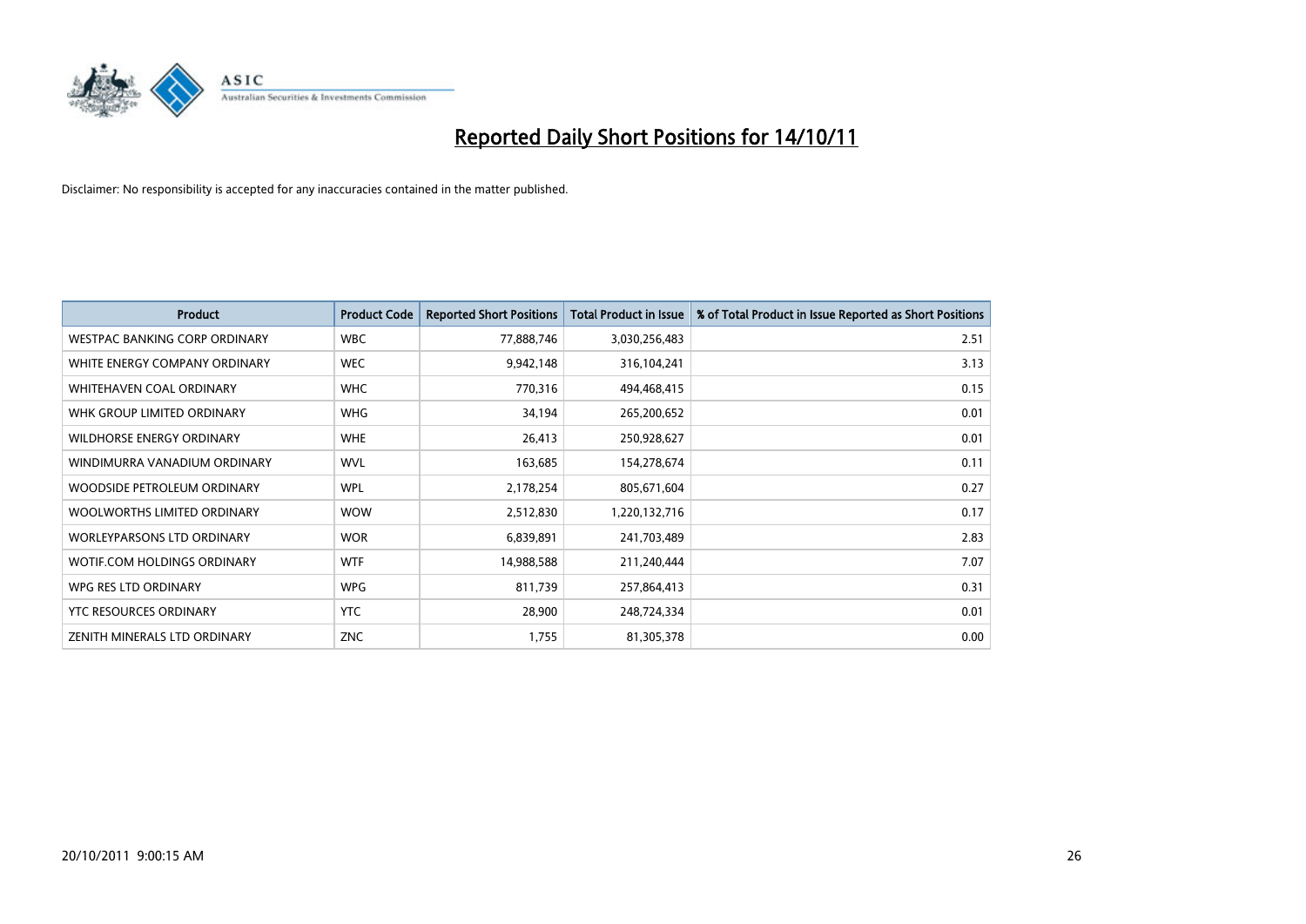# Reported Daily Short Positions for 14/10/11

Disclaimer: No responsibility is accepted for any inaccuracies contained in the matter published.

| Product | Product Code | Reported Short Positions | Total Product in Issue | % of Total Product in Issue Reported as Short Positions |
|---|---|---|---|---|
| WESTPAC BANKING CORP ORDINARY | WBC | 77,888,746 | 3,030,256,483 | 2.51 |
| WHITE ENERGY COMPANY ORDINARY | WEC | 9,942,148 | 316,104,241 | 3.13 |
| WHITEHAVEN COAL ORDINARY | WHC | 770,316 | 494,468,415 | 0.15 |
| WHK GROUP LIMITED ORDINARY | WHG | 34,194 | 265,200,652 | 0.01 |
| WILDHORSE ENERGY ORDINARY | WHE | 26,413 | 250,928,627 | 0.01 |
| WINDIMURRA VANADIUM ORDINARY | WVL | 163,685 | 154,278,674 | 0.11 |
| WOODSIDE PETROLEUM ORDINARY | WPL | 2,178,254 | 805,671,604 | 0.27 |
| WOOLWORTHS LIMITED ORDINARY | WOW | 2,512,830 | 1,220,132,716 | 0.17 |
| WORLEYPARSONS LTD ORDINARY | WOR | 6,839,891 | 241,703,489 | 2.83 |
| WOTIF.COM HOLDINGS ORDINARY | WTF | 14,988,588 | 211,240,444 | 7.07 |
| WPG RES LTD ORDINARY | WPG | 811,739 | 257,864,413 | 0.31 |
| YTC RESOURCES ORDINARY | YTC | 28,900 | 248,724,334 | 0.01 |
| ZENITH MINERALS LTD ORDINARY | ZNC | 1,755 | 81,305,378 | 0.00 |